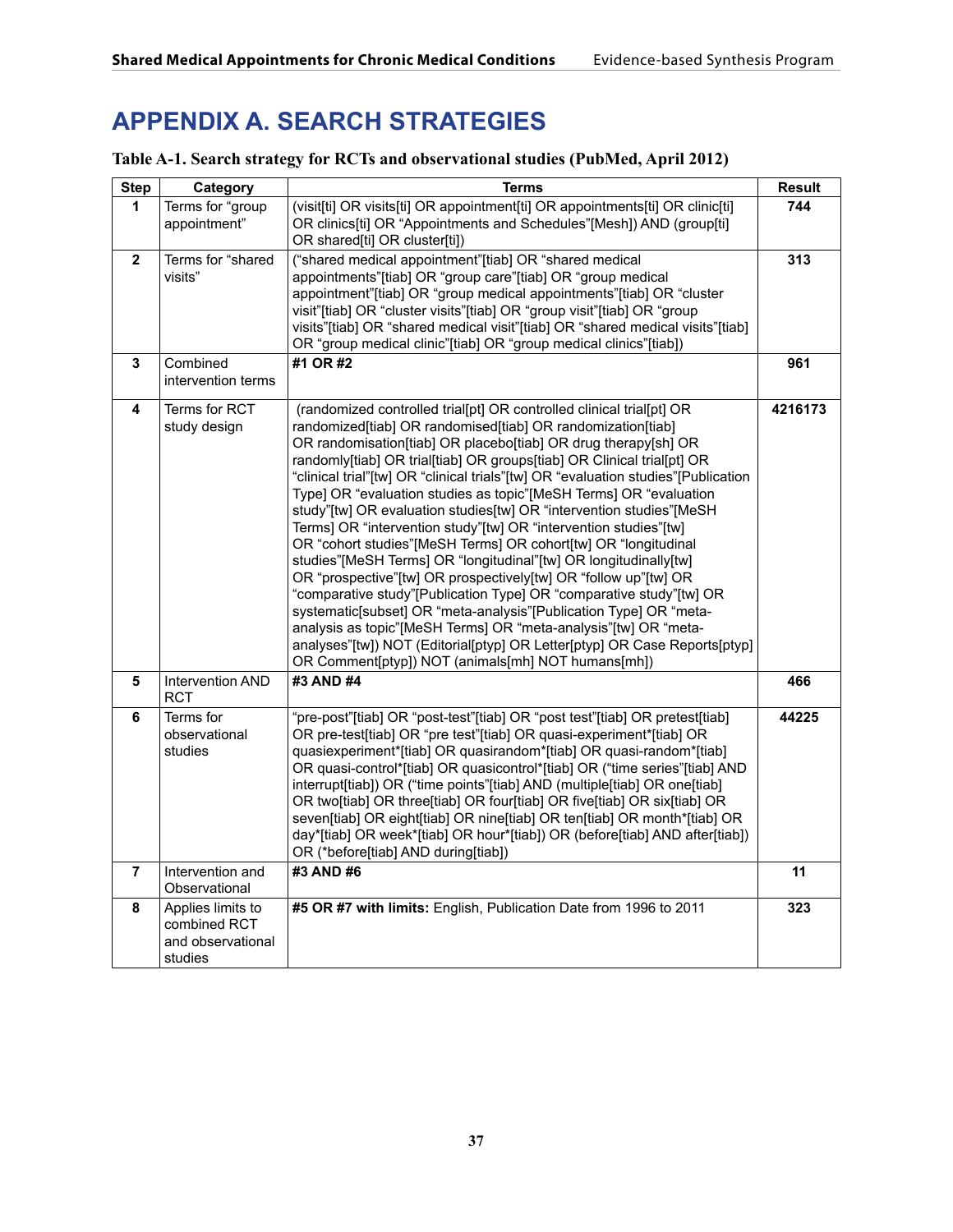# APPENDIX A. SEARCH STRATEGIES

**Table A-1. Search strategy for RCTs and observational studies (PubMed, April 2012)**

| Step | Category | Terms | Result |
|---|---|---|---|
| **1** | Terms for "group appointment" | (visit[ti] OR visits[ti] OR appointment[ti] OR appointments[ti] OR clinic[ti] OR clinics[ti] OR "Appointments and Schedules"[Mesh]) AND (group[ti] OR shared[ti] OR cluster[ti]) | **744** |
| **2** | Terms for "shared visits" | ("shared medical appointment"[tiab] OR "shared medical appointments"[tiab] OR "group care"[tiab] OR "group medical appointment"[tiab] OR "group medical appointments"[tiab] OR "cluster visit"[tiab] OR "cluster visits"[tiab] OR "group visit"[tiab] OR "group visits"[tiab] OR "shared medical visit"[tiab] OR "shared medical visits"[tiab] OR "group medical clinic"[tiab] OR "group medical clinics"[tiab]) | **313** |
| **3** | Combined intervention terms | **#1 OR #2** | **961** |
| **4** | Terms for RCT study design | (randomized controlled trial[pt] OR controlled clinical trial[pt] OR randomized[tiab] OR randomised[tiab] OR randomization[tiab] OR randomisation[tiab] OR placebo[tiab] OR drug therapy[sh] OR randomly[tiab] OR trial[tiab] OR groups[tiab] OR Clinical trial[pt] OR "clinical trial"[tw] OR "clinical trials"[tw] OR "evaluation studies"[Publication Type] OR "evaluation studies as topic"[MeSH Terms] OR "evaluation study"[tw] OR evaluation studies[tw] OR "intervention studies"[MeSH Terms] OR "intervention study"[tw] OR "intervention studies"[tw] OR "cohort studies"[MeSH Terms] OR cohort[tw] OR "longitudinal studies"[MeSH Terms] OR "longitudinal"[tw] OR longitudinally[tw] OR "prospective"[tw] OR prospectively[tw] OR "follow up"[tw] OR "comparative study"[Publication Type] OR "comparative study"[tw] OR systematic[subset] OR "meta-analysis"[Publication Type] OR "meta-analysis as topic"[MeSH Terms] OR "meta-analysis"[tw] OR "meta-analyses"[tw]) NOT (Editorial[ptyp] OR Letter[ptyp] OR Case Reports[ptyp] OR Comment[ptyp]) NOT (animals[mh] NOT humans[mh]) | **4216173** |
| **5** | Intervention AND RCT | **#3 AND #4** | **466** |
| **6** | Terms for observational studies | "pre-post"[tiab] OR "post-test"[tiab] OR "post test"[tiab] OR pretest[tiab] OR pre-test[tiab] OR "pre test"[tiab] OR quasi-experiment*[tiab] OR quasiexperiment*[tiab] OR quasirandom*[tiab] OR quasi-random*[tiab] OR quasi-control*[tiab] OR quasicontrol*[tiab] OR ("time series"[tiab] AND interrupt[tiab]) OR ("time points"[tiab] AND (multiple[tiab] OR one[tiab] OR two[tiab] OR three[tiab] OR four[tiab] OR five[tiab] OR six[tiab] OR seven[tiab] OR eight[tiab] OR nine[tiab] OR ten[tiab] OR month*[tiab] OR day*[tiab] OR week*[tiab] OR hour*[tiab]) OR (before[tiab] AND after[tiab]) OR (*before[tiab] AND during[tiab]) | **44225** |
| **7** | Intervention and Observational | **#3 AND #6** | **11** |
| **8** | Applies limits to combined RCT and observational studies | **#5 OR #7 with limits:** English, Publication Date from 1996 to 2011 | **323** |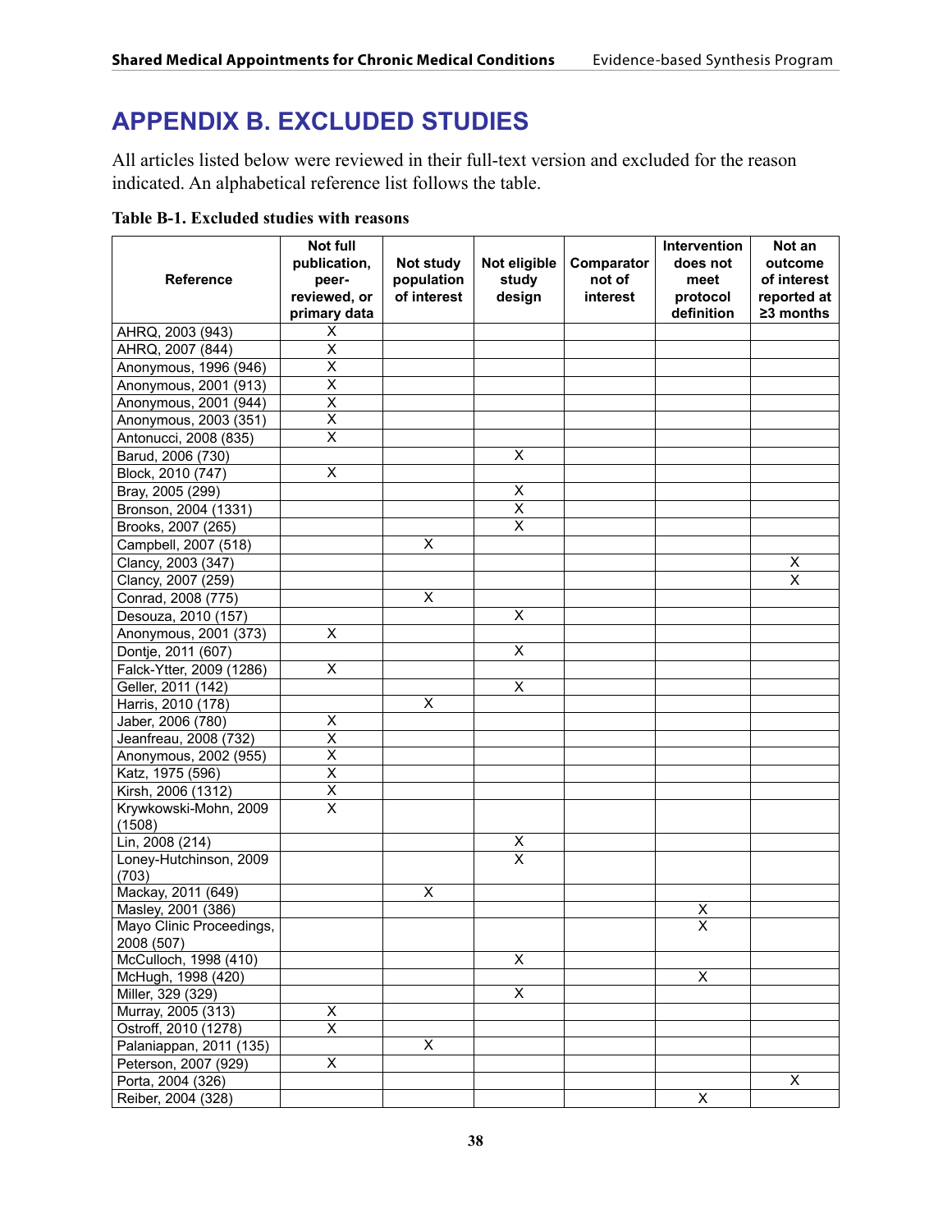# APPENDIX B. EXCLUDED STUDIES

All articles listed below were reviewed in their full-text version and excluded for the reason indicated. An alphabetical reference list follows the table.

**Table B-1. Excluded studies with reasons**

| Reference | Not full publication, peer-reviewed, or primary data | Not study population of interest | Not eligible study design | Comparator not of interest | Intervention does not meet protocol definition | Not an outcome of interest reported at ≥3 months |
|---|---|---|---|---|---|---|
| AHRQ, 2003 (943) | X | | | | | |
| AHRQ, 2007 (844) | X | | | | | |
| Anonymous, 1996 (946) | X | | | | | |
| Anonymous, 2001 (913) | X | | | | | |
| Anonymous, 2001 (944) | X | | | | | |
| Anonymous, 2003 (351) | X | | | | | |
| Antonucci, 2008 (835) | X | | | | | |
| Barud, 2006 (730) | | | X | | | |
| Block, 2010 (747) | X | | | | | |
| Bray, 2005 (299) | | | X | | | |
| Bronson, 2004 (1331) | | | X | | | |
| Brooks, 2007 (265) | | | X | | | |
| Campbell, 2007 (518) | | X | | | | |
| Clancy, 2003 (347) | | | | | | X |
| Clancy, 2007 (259) | | | | | | X |
| Conrad, 2008 (775) | | X | | | | |
| Desouza, 2010 (157) | | | X | | | |
| Anonymous, 2001 (373) | X | | | | | |
| Dontje, 2011 (607) | | | X | | | |
| Falck-Ytter, 2009 (1286) | X | | | | | |
| Geller, 2011 (142) | | | X | | | |
| Harris, 2010 (178) | | X | | | | |
| Jaber, 2006 (780) | X | | | | | |
| Jeanfreau, 2008 (732) | X | | | | | |
| Anonymous, 2002 (955) | X | | | | | |
| Katz, 1975 (596) | X | | | | | |
| Kirsh, 2006 (1312) | X | | | | | |
| Krywkowski-Mohn, 2009 (1508) | X | | | | | |
| Lin, 2008 (214) | | | X | | | |
| Loney-Hutchinson, 2009 (703) | | | X | | | |
| Mackay, 2011 (649) | | X | | | | |
| Masley, 2001 (386) | | | | | X | |
| Mayo Clinic Proceedings, 2008 (507) | | | | | X | |
| McCulloch, 1998 (410) | | | X | | | |
| McHugh, 1998 (420) | | | | | X | |
| Miller, 329 (329) | | | X | | | |
| Murray, 2005 (313) | X | | | | | |
| Ostroff, 2010 (1278) | X | | | | | |
| Palaniappan, 2011 (135) | | X | | | | |
| Peterson, 2007 (929) | X | | | | | |
| Porta, 2004 (326) | | | | | | X |
| Reiber, 2004 (328) | | | | | X | |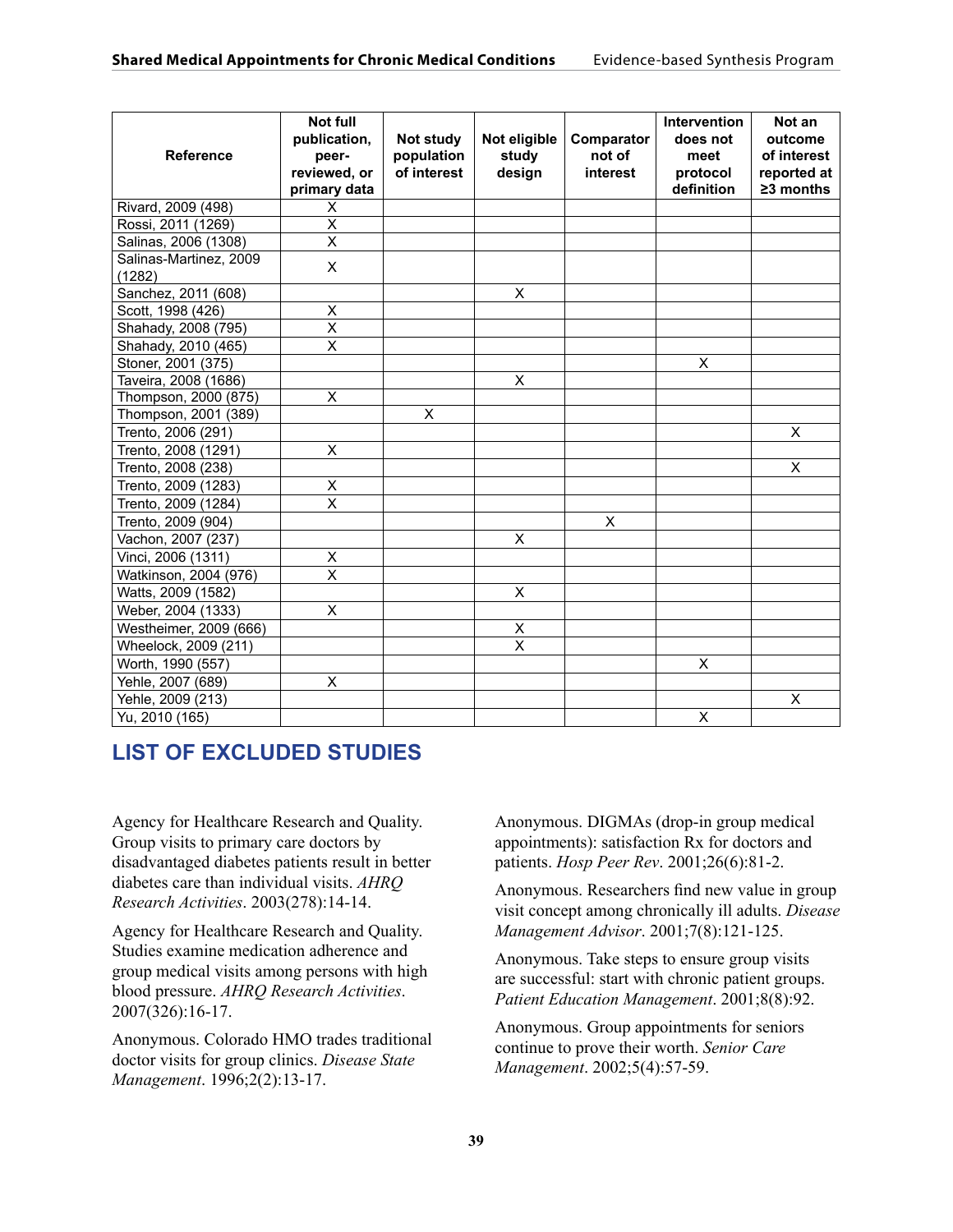| Reference | Not full publication, peer-reviewed, or primary data | Not study population of interest | Not eligible study design | Comparator not of interest | Intervention does not meet protocol definition | Not an outcome of interest reported at ≥3 months |
|---|---|---|---|---|---|---|
| Rivard, 2009 (498) | X | | | | | |
| Rossi, 2011 (1269) | X | | | | | |
| Salinas, 2006 (1308) | X | | | | | |
| Salinas-Martinez, 2009 (1282) | X | | | | | |
| Sanchez, 2011 (608) | | | X | | | |
| Scott, 1998 (426) | X | | | | | |
| Shahady, 2008 (795) | X | | | | | |
| Shahady, 2010 (465) | X | | | | | |
| Stoner, 2001 (375) | | | | | X | |
| Taveira, 2008 (1686) | | | X | | | |
| Thompson, 2000 (875) | X | | | | | |
| Thompson, 2001 (389) | | X | | | | |
| Trento, 2006 (291) | | | | | | X |
| Trento, 2008 (1291) | X | | | | | |
| Trento, 2008 (238) | | | | | | X |
| Trento, 2009 (1283) | X | | | | | |
| Trento, 2009 (1284) | X | | | | | |
| Trento, 2009 (904) | | | | X | | |
| Vachon, 2007 (237) | | | X | | | |
| Vinci, 2006 (1311) | X | | | | | |
| Watkinson, 2004 (976) | X | | | | | |
| Watts, 2009 (1582) | | | X | | | |
| Weber, 2004 (1333) | X | | | | | |
| Westheimer, 2009 (666) | | | X | | | |
| Wheelock, 2009 (211) | | | X | | | |
| Worth, 1990 (557) | | | | | X | |
| Yehle, 2007 (689) | X | | | | | |
| Yehle, 2009 (213) | | | | | | X |
| Yu, 2010 (165) | | | | | X | |

## LIST OF EXCLUDED STUDIES

Agency for Healthcare Research and Quality. Group visits to primary care doctors by disadvantaged diabetes patients result in better diabetes care than individual visits. *AHRQ Research Activities*. 2003(278):14-14.

Agency for Healthcare Research and Quality. Studies examine medication adherence and group medical visits among persons with high blood pressure. *AHRQ Research Activities*. 2007(326):16-17.

Anonymous. Colorado HMO trades traditional doctor visits for group clinics. *Disease State Management*. 1996;2(2):13-17.

Anonymous. DIGMAs (drop-in group medical appointments): satisfaction Rx for doctors and patients. *Hosp Peer Rev*. 2001;26(6):81-2.

Anonymous. Researchers find new value in group visit concept among chronically ill adults. *Disease Management Advisor*. 2001;7(8):121-125.

Anonymous. Take steps to ensure group visits are successful: start with chronic patient groups. *Patient Education Management*. 2001;8(8):92.

Anonymous. Group appointments for seniors continue to prove their worth. *Senior Care Management*. 2002;5(4):57-59.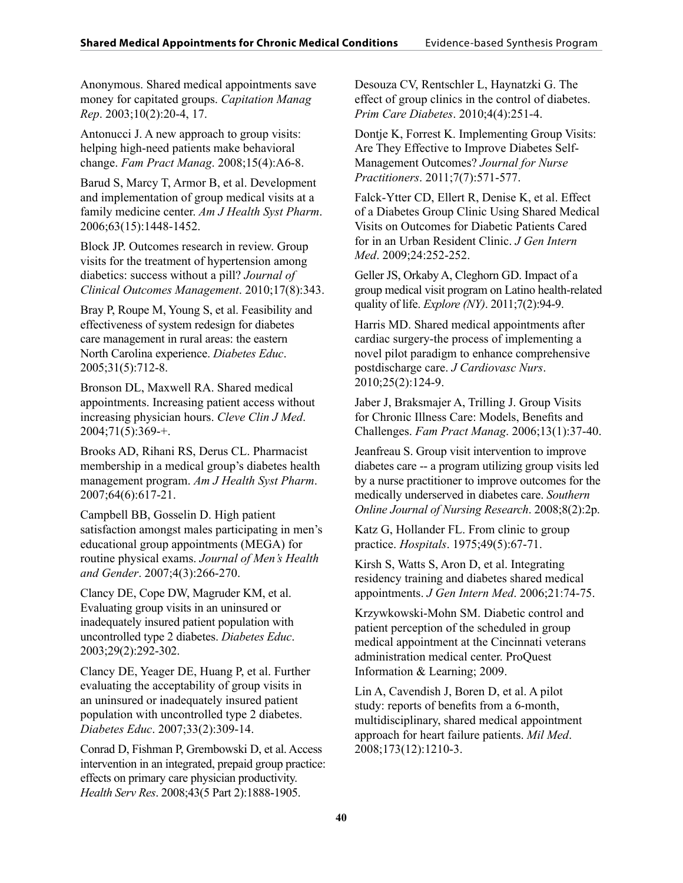Anonymous. Shared medical appointments save money for capitated groups. *Capitation Manag Rep*. 2003;10(2):20-4, 17.

Antonucci J. A new approach to group visits: helping high-need patients make behavioral change. *Fam Pract Manag*. 2008;15(4):A6-8.

Barud S, Marcy T, Armor B, et al. Development and implementation of group medical visits at a family medicine center. *Am J Health Syst Pharm*. 2006;63(15):1448-1452.

Block JP. Outcomes research in review. Group visits for the treatment of hypertension among diabetics: success without a pill? *Journal of Clinical Outcomes Management*. 2010;17(8):343.

Bray P, Roupe M, Young S, et al. Feasibility and effectiveness of system redesign for diabetes care management in rural areas: the eastern North Carolina experience. *Diabetes Educ*. 2005;31(5):712-8.

Bronson DL, Maxwell RA. Shared medical appointments. Increasing patient access without increasing physician hours. *Cleve Clin J Med*. 2004;71(5):369-+.

Brooks AD, Rihani RS, Derus CL. Pharmacist membership in a medical group's diabetes health management program. *Am J Health Syst Pharm*. 2007;64(6):617-21.

Campbell BB, Gosselin D. High patient satisfaction amongst males participating in men's educational group appointments (MEGA) for routine physical exams. *Journal of Men's Health and Gender*. 2007;4(3):266-270.

Clancy DE, Cope DW, Magruder KM, et al. Evaluating group visits in an uninsured or inadequately insured patient population with uncontrolled type 2 diabetes. *Diabetes Educ*. 2003;29(2):292-302.

Clancy DE, Yeager DE, Huang P, et al. Further evaluating the acceptability of group visits in an uninsured or inadequately insured patient population with uncontrolled type 2 diabetes. *Diabetes Educ*. 2007;33(2):309-14.

Conrad D, Fishman P, Grembowski D, et al. Access intervention in an integrated, prepaid group practice: effects on primary care physician productivity. *Health Serv Res*. 2008;43(5 Part 2):1888-1905.

Desouza CV, Rentschler L, Haynatzki G. The effect of group clinics in the control of diabetes. *Prim Care Diabetes*. 2010;4(4):251-4.

Dontje K, Forrest K. Implementing Group Visits: Are They Effective to Improve Diabetes Self-Management Outcomes? *Journal for Nurse Practitioners*. 2011;7(7):571-577.

Falck-Ytter CD, Ellert R, Denise K, et al. Effect of a Diabetes Group Clinic Using Shared Medical Visits on Outcomes for Diabetic Patients Cared for in an Urban Resident Clinic. *J Gen Intern Med*. 2009;24:252-252.

Geller JS, Orkaby A, Cleghorn GD. Impact of a group medical visit program on Latino health-related quality of life. *Explore (NY)*. 2011;7(2):94-9.

Harris MD. Shared medical appointments after cardiac surgery-the process of implementing a novel pilot paradigm to enhance comprehensive postdischarge care. *J Cardiovasc Nurs*. 2010;25(2):124-9.

Jaber J, Braksmajer A, Trilling J. Group Visits for Chronic Illness Care: Models, Benefits and Challenges. *Fam Pract Manag*. 2006;13(1):37-40.

Jeanfreau S. Group visit intervention to improve diabetes care -- a program utilizing group visits led by a nurse practitioner to improve outcomes for the medically underserved in diabetes care. *Southern Online Journal of Nursing Research*. 2008;8(2):2p.

Katz G, Hollander FL. From clinic to group practice. *Hospitals*. 1975;49(5):67-71.

Kirsh S, Watts S, Aron D, et al. Integrating residency training and diabetes shared medical appointments. *J Gen Intern Med*. 2006;21:74-75.

Krzywkowski-Mohn SM. Diabetic control and patient perception of the scheduled in group medical appointment at the Cincinnati veterans administration medical center. ProQuest Information & Learning; 2009.

Lin A, Cavendish J, Boren D, et al. A pilot study: reports of benefits from a 6-month, multidisciplinary, shared medical appointment approach for heart failure patients. *Mil Med*. 2008;173(12):1210-3.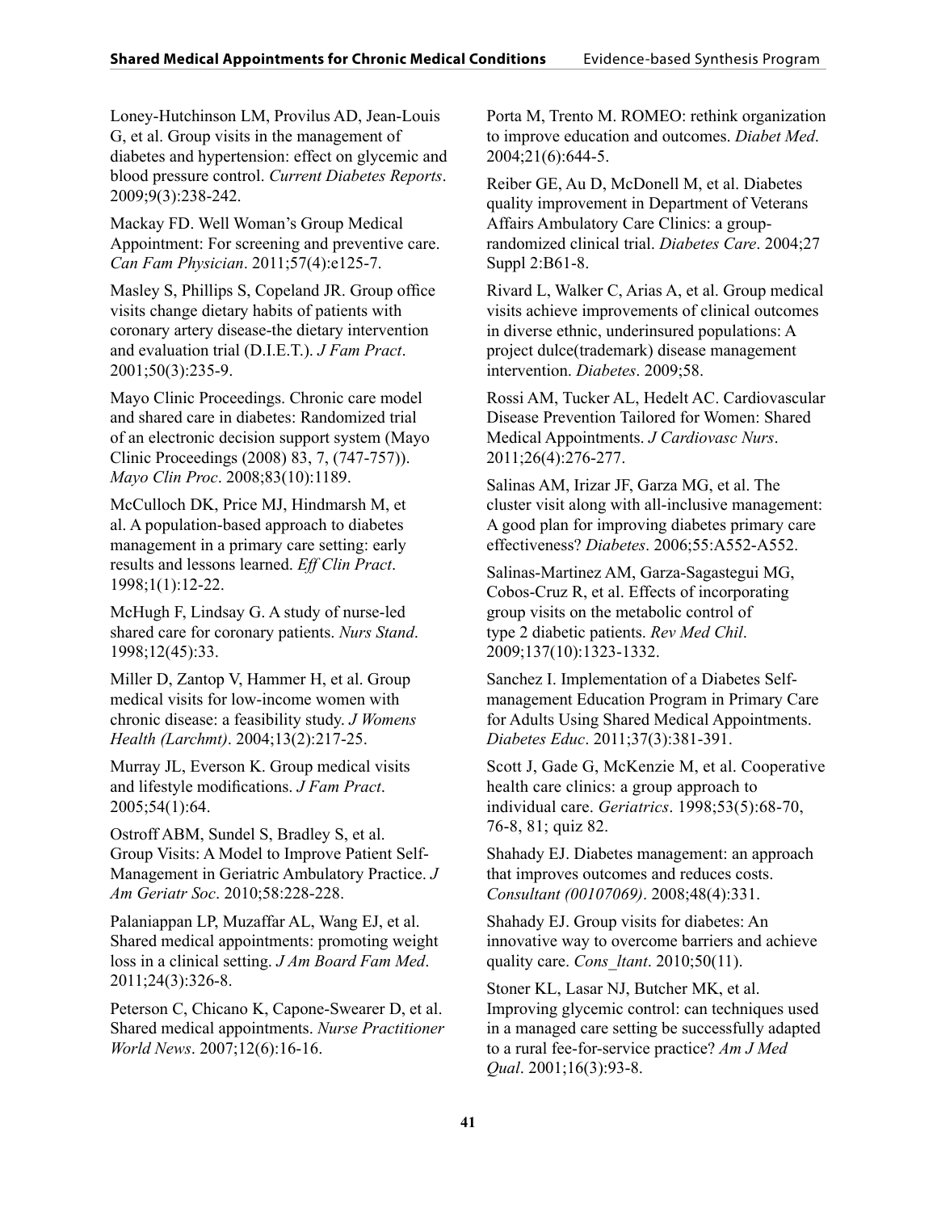Loney-Hutchinson LM, Provilus AD, Jean-Louis G, et al. Group visits in the management of diabetes and hypertension: effect on glycemic and blood pressure control. *Current Diabetes Reports*. 2009;9(3):238-242.

Mackay FD. Well Woman's Group Medical Appointment: For screening and preventive care. *Can Fam Physician*. 2011;57(4):e125-7.

Masley S, Phillips S, Copeland JR. Group office visits change dietary habits of patients with coronary artery disease-the dietary intervention and evaluation trial (D.I.E.T.). *J Fam Pract*. 2001;50(3):235-9.

Mayo Clinic Proceedings. Chronic care model and shared care in diabetes: Randomized trial of an electronic decision support system (Mayo Clinic Proceedings (2008) 83, 7, (747-757)). *Mayo Clin Proc*. 2008;83(10):1189.

McCulloch DK, Price MJ, Hindmarsh M, et al. A population-based approach to diabetes management in a primary care setting: early results and lessons learned. *Eff Clin Pract*. 1998;1(1):12-22.

McHugh F, Lindsay G. A study of nurse-led shared care for coronary patients. *Nurs Stand*. 1998;12(45):33.

Miller D, Zantop V, Hammer H, et al. Group medical visits for low-income women with chronic disease: a feasibility study. *J Womens Health (Larchmt)*. 2004;13(2):217-25.

Murray JL, Everson K. Group medical visits and lifestyle modifications. *J Fam Pract*. 2005;54(1):64.

Ostroff ABM, Sundel S, Bradley S, et al. Group Visits: A Model to Improve Patient Self-Management in Geriatric Ambulatory Practice. *J Am Geriatr Soc*. 2010;58:228-228.

Palaniappan LP, Muzaffar AL, Wang EJ, et al. Shared medical appointments: promoting weight loss in a clinical setting. *J Am Board Fam Med*. 2011;24(3):326-8.

Peterson C, Chicano K, Capone-Swearer D, et al. Shared medical appointments. *Nurse Practitioner World News*. 2007;12(6):16-16.

Porta M, Trento M. ROMEO: rethink organization to improve education and outcomes. *Diabet Med*. 2004;21(6):644-5.

Reiber GE, Au D, McDonell M, et al. Diabetes quality improvement in Department of Veterans Affairs Ambulatory Care Clinics: a group-randomized clinical trial. *Diabetes Care*. 2004;27 Suppl 2:B61-8.

Rivard L, Walker C, Arias A, et al. Group medical visits achieve improvements of clinical outcomes in diverse ethnic, underinsured populations: A project dulce(trademark) disease management intervention. *Diabetes*. 2009;58.

Rossi AM, Tucker AL, Hedelt AC. Cardiovascular Disease Prevention Tailored for Women: Shared Medical Appointments. *J Cardiovasc Nurs*. 2011;26(4):276-277.

Salinas AM, Irizar JF, Garza MG, et al. The cluster visit along with all-inclusive management: A good plan for improving diabetes primary care effectiveness? *Diabetes*. 2006;55:A552-A552.

Salinas-Martinez AM, Garza-Sagastegui MG, Cobos-Cruz R, et al. Effects of incorporating group visits on the metabolic control of type 2 diabetic patients. *Rev Med Chil*. 2009;137(10):1323-1332.

Sanchez I. Implementation of a Diabetes Self-management Education Program in Primary Care for Adults Using Shared Medical Appointments. *Diabetes Educ*. 2011;37(3):381-391.

Scott J, Gade G, McKenzie M, et al. Cooperative health care clinics: a group approach to individual care. *Geriatrics*. 1998;53(5):68-70, 76-8, 81; quiz 82.

Shahady EJ. Diabetes management: an approach that improves outcomes and reduces costs. *Consultant (00107069)*. 2008;48(4):331.

Shahady EJ. Group visits for diabetes: An innovative way to overcome barriers and achieve quality care. *Cons_ltant*. 2010;50(11).

Stoner KL, Lasar NJ, Butcher MK, et al. Improving glycemic control: can techniques used in a managed care setting be successfully adapted to a rural fee-for-service practice? *Am J Med Qual*. 2001;16(3):93-8.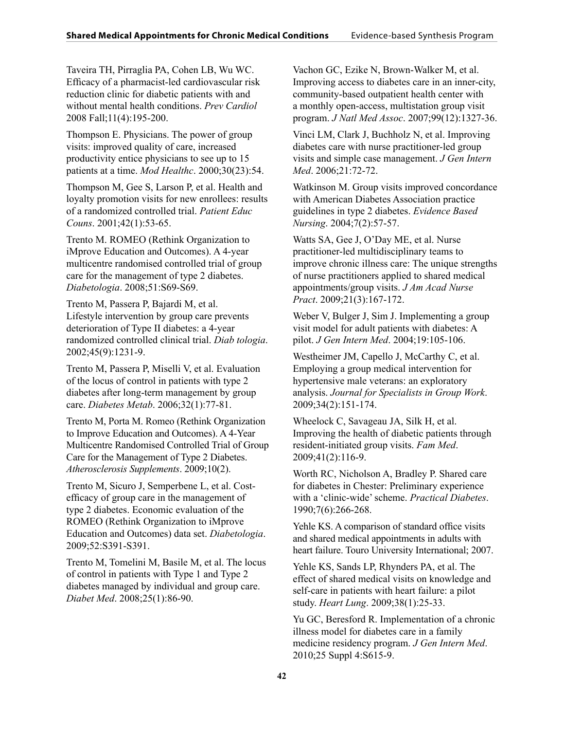Taveira TH, Pirraglia PA, Cohen LB, Wu WC. Efficacy of a pharmacist-led cardiovascular risk reduction clinic for diabetic patients with and without mental health conditions. *Prev Cardiol* 2008 Fall;11(4):195-200.

Thompson E. Physicians. The power of group visits: improved quality of care, increased productivity entice physicians to see up to 15 patients at a time. *Mod Healthc*. 2000;30(23):54.

Thompson M, Gee S, Larson P, et al. Health and loyalty promotion visits for new enrollees: results of a randomized controlled trial. *Patient Educ Couns*. 2001;42(1):53-65.

Trento M. ROMEO (Rethink Organization to iMprove Education and Outcomes). A 4-year multicentre randomised controlled trial of group care for the management of type 2 diabetes. *Diabetologia*. 2008;51:S69-S69.

Trento M, Passera P, Bajardi M, et al. Lifestyle intervention by group care prevents deterioration of Type II diabetes: a 4-year randomized controlled clinical trial. *Diab tologia*. 2002;45(9):1231-9.

Trento M, Passera P, Miselli V, et al. Evaluation of the locus of control in patients with type 2 diabetes after long-term management by group care. *Diabetes Metab*. 2006;32(1):77-81.

Trento M, Porta M. Romeo (Rethink Organization to Improve Education and Outcomes). A 4-Year Multicentre Randomised Controlled Trial of Group Care for the Management of Type 2 Diabetes. *Atherosclerosis Supplements*. 2009;10(2).

Trento M, Sicuro J, Semperbene L, et al. Cost-efficacy of group care in the management of type 2 diabetes. Economic evaluation of the ROMEO (Rethink Organization to iMprove Education and Outcomes) data set. *Diabetologia*. 2009;52:S391-S391.

Trento M, Tomelini M, Basile M, et al. The locus of control in patients with Type 1 and Type 2 diabetes managed by individual and group care. *Diabet Med*. 2008;25(1):86-90.

Vachon GC, Ezike N, Brown-Walker M, et al. Improving access to diabetes care in an inner-city, community-based outpatient health center with a monthly open-access, multistation group visit program. *J Natl Med Assoc*. 2007;99(12):1327-36.

Vinci LM, Clark J, Buchholz N, et al. Improving diabetes care with nurse practitioner-led group visits and simple case management. *J Gen Intern Med*. 2006;21:72-72.

Watkinson M. Group visits improved concordance with American Diabetes Association practice guidelines in type 2 diabetes. *Evidence Based Nursing*. 2004;7(2):57-57.

Watts SA, Gee J, O'Day ME, et al. Nurse practitioner-led multidisciplinary teams to improve chronic illness care: The unique strengths of nurse practitioners applied to shared medical appointments/group visits. *J Am Acad Nurse Pract*. 2009;21(3):167-172.

Weber V, Bulger J, Sim J. Implementing a group visit model for adult patients with diabetes: A pilot. *J Gen Intern Med*. 2004;19:105-106.

Westheimer JM, Capello J, McCarthy C, et al. Employing a group medical intervention for hypertensive male veterans: an exploratory analysis. *Journal for Specialists in Group Work*. 2009;34(2):151-174.

Wheelock C, Savageau JA, Silk H, et al. Improving the health of diabetic patients through resident-initiated group visits. *Fam Med*. 2009;41(2):116-9.

Worth RC, Nicholson A, Bradley P. Shared care for diabetes in Chester: Preliminary experience with a 'clinic-wide' scheme. *Practical Diabetes*. 1990;7(6):266-268.

Yehle KS. A comparison of standard office visits and shared medical appointments in adults with heart failure. Touro University International; 2007.

Yehle KS, Sands LP, Rhynders PA, et al. The effect of shared medical visits on knowledge and self-care in patients with heart failure: a pilot study. *Heart Lung*. 2009;38(1):25-33.

Yu GC, Beresford R. Implementation of a chronic illness model for diabetes care in a family medicine residency program. *J Gen Intern Med*. 2010;25 Suppl 4:S615-9.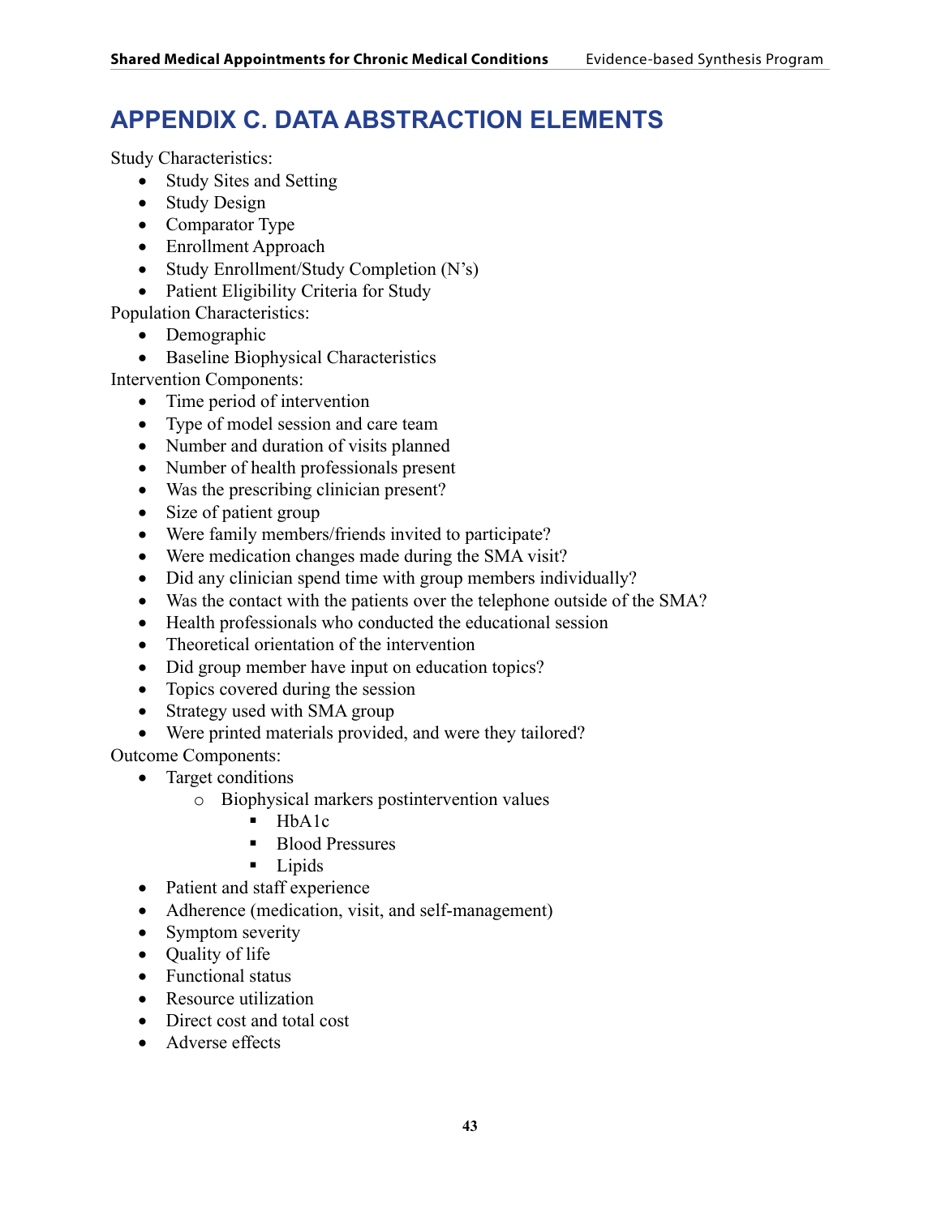# APPENDIX C. DATA ABSTRACTION ELEMENTS

Study Characteristics:

- Study Sites and Setting
- Study Design
- Comparator Type
- Enrollment Approach
- Study Enrollment/Study Completion (N's)
- Patient Eligibility Criteria for Study

Population Characteristics:

- Demographic
- Baseline Biophysical Characteristics

Intervention Components:

- Time period of intervention
- Type of model session and care team
- Number and duration of visits planned
- Number of health professionals present
- Was the prescribing clinician present?
- Size of patient group
- Were family members/friends invited to participate?
- Were medication changes made during the SMA visit?
- Did any clinician spend time with group members individually?
- Was the contact with the patients over the telephone outside of the SMA?
- Health professionals who conducted the educational session
- Theoretical orientation of the intervention
- Did group member have input on education topics?
- Topics covered during the session
- Strategy used with SMA group
- Were printed materials provided, and were they tailored?

Outcome Components:

- Target conditions
  - Biophysical markers postintervention values
    - HbA1c
    - Blood Pressures
    - Lipids
- Patient and staff experience
- Adherence (medication, visit, and self-management)
- Symptom severity
- Quality of life
- Functional status
- Resource utilization
- Direct cost and total cost
- Adverse effects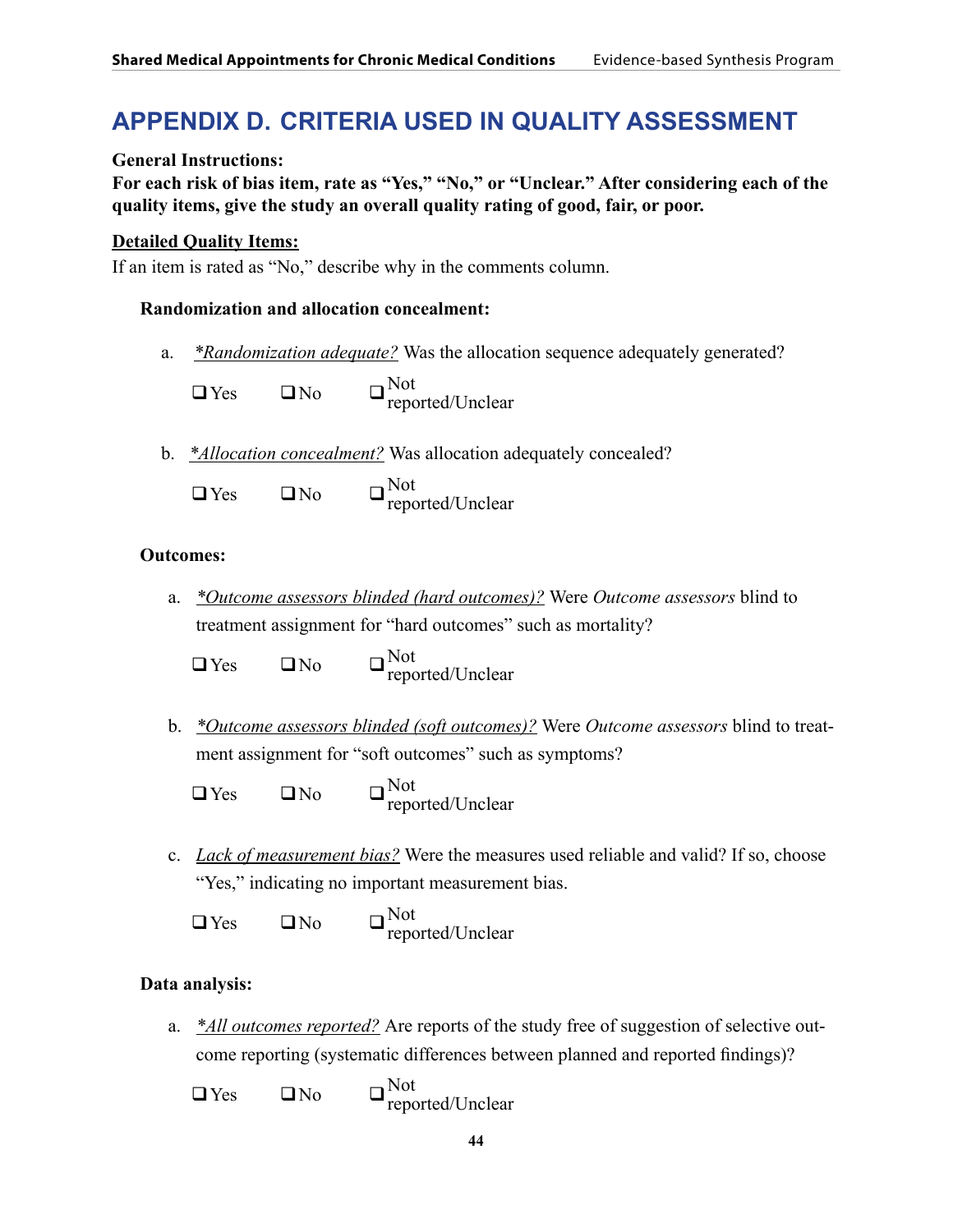# APPENDIX D. CRITERIA USED IN QUALITY ASSESSMENT

**General Instructions:**

**For each risk of bias item, rate as "Yes," "No," or "Unclear." After considering each of the quality items, give the study an overall quality rating of good, fair, or poor.**

**Detailed Quality Items:**

If an item is rated as "No," describe why in the comments column.

**Randomization and allocation concealment:**

a. *\*Randomization adequate?* Was the allocation sequence adequately generated?

❑ Yes ❑ No ❑ Not reported/Unclear

b. *\*Allocation concealment?* Was allocation adequately concealed?

❑ Yes ❑ No ❑ Not reported/Unclear

**Outcomes:**

a. *\*Outcome assessors blinded (hard outcomes)?* Were *Outcome assessors* blind to treatment assignment for "hard outcomes" such as mortality?

❑ Yes ❑ No ❑ Not reported/Unclear

b. *\*Outcome assessors blinded (soft outcomes)?* Were *Outcome assessors* blind to treatment assignment for "soft outcomes" such as symptoms?

❑ Yes ❑ No ❑ Not reported/Unclear

c. *Lack of measurement bias?* Were the measures used reliable and valid? If so, choose "Yes," indicating no important measurement bias.

❑ Yes ❑ No ❑ Not reported/Unclear

**Data analysis:**

a. *\*All outcomes reported?* Are reports of the study free of suggestion of selective outcome reporting (systematic differences between planned and reported findings)?

❑ Yes ❑ No ❑ Not reported/Unclear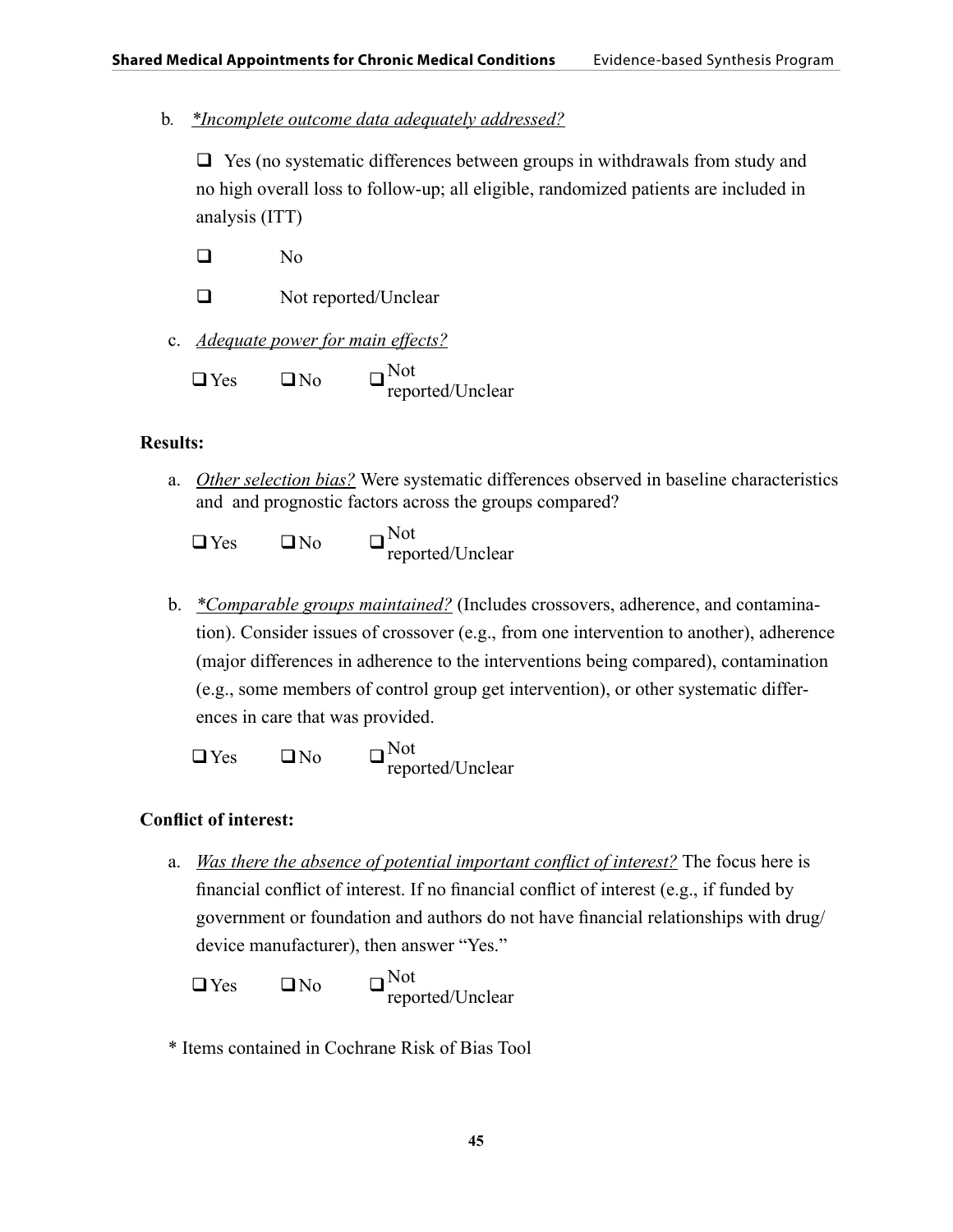b. *\*Incomplete outcome data adequately addressed?*

   ❑ Yes (no systematic differences between groups in withdrawals from study and no high overall loss to follow-up; all eligible, randomized patients are included in analysis (ITT)

   ❑ No

   ❑ Not reported/Unclear

c. *Adequate power for main effects?*

   ❑ Yes ❑ No ❑ Not reported/Unclear

**Results:**

a. *Other selection bias?* Were systematic differences observed in baseline characteristics and and prognostic factors across the groups compared?

   ❑ Yes ❑ No ❑ Not reported/Unclear

b. *\*Comparable groups maintained?* (Includes crossovers, adherence, and contamination). Consider issues of crossover (e.g., from one intervention to another), adherence (major differences in adherence to the interventions being compared), contamination (e.g., some members of control group get intervention), or other systematic differences in care that was provided.

   ❑ Yes ❑ No ❑ Not reported/Unclear

**Conflict of interest:**

a. *Was there the absence of potential important conflict of interest?* The focus here is financial conflict of interest. If no financial conflict of interest (e.g., if funded by government or foundation and authors do not have financial relationships with drug/device manufacturer), then answer "Yes."

   ❑ Yes ❑ No ❑ Not reported/Unclear

\* Items contained in Cochrane Risk of Bias Tool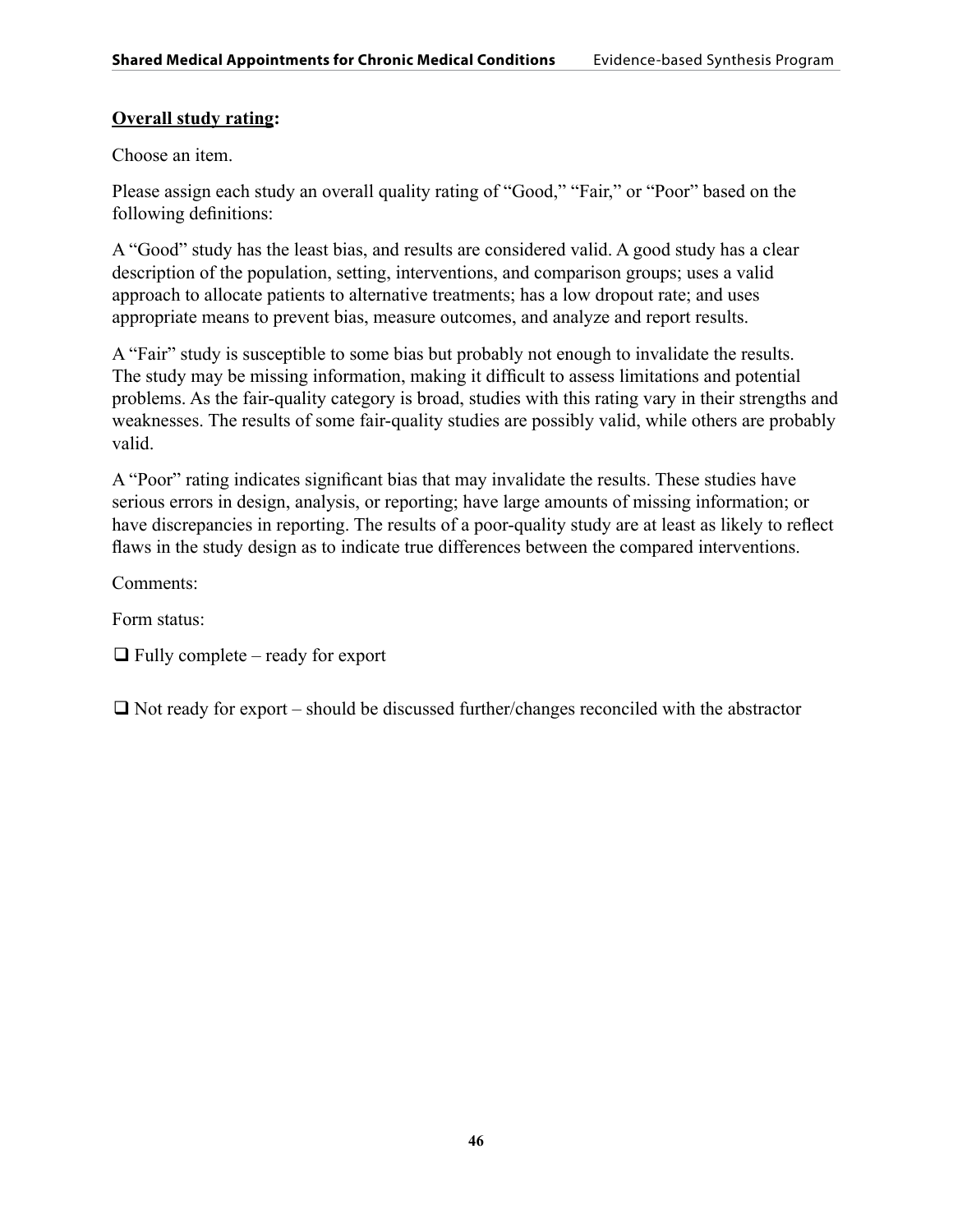**Overall study rating:**

Choose an item.

Please assign each study an overall quality rating of "Good," "Fair," or "Poor" based on the following definitions:

A "Good" study has the least bias, and results are considered valid. A good study has a clear description of the population, setting, interventions, and comparison groups; uses a valid approach to allocate patients to alternative treatments; has a low dropout rate; and uses appropriate means to prevent bias, measure outcomes, and analyze and report results.

A "Fair" study is susceptible to some bias but probably not enough to invalidate the results. The study may be missing information, making it difficult to assess limitations and potential problems. As the fair-quality category is broad, studies with this rating vary in their strengths and weaknesses. The results of some fair-quality studies are possibly valid, while others are probably valid.

A "Poor" rating indicates significant bias that may invalidate the results. These studies have serious errors in design, analysis, or reporting; have large amounts of missing information; or have discrepancies in reporting. The results of a poor-quality study are at least as likely to reflect flaws in the study design as to indicate true differences between the compared interventions.

Comments:

Form status:

❑ Fully complete – ready for export

❑ Not ready for export – should be discussed further/changes reconciled with the abstractor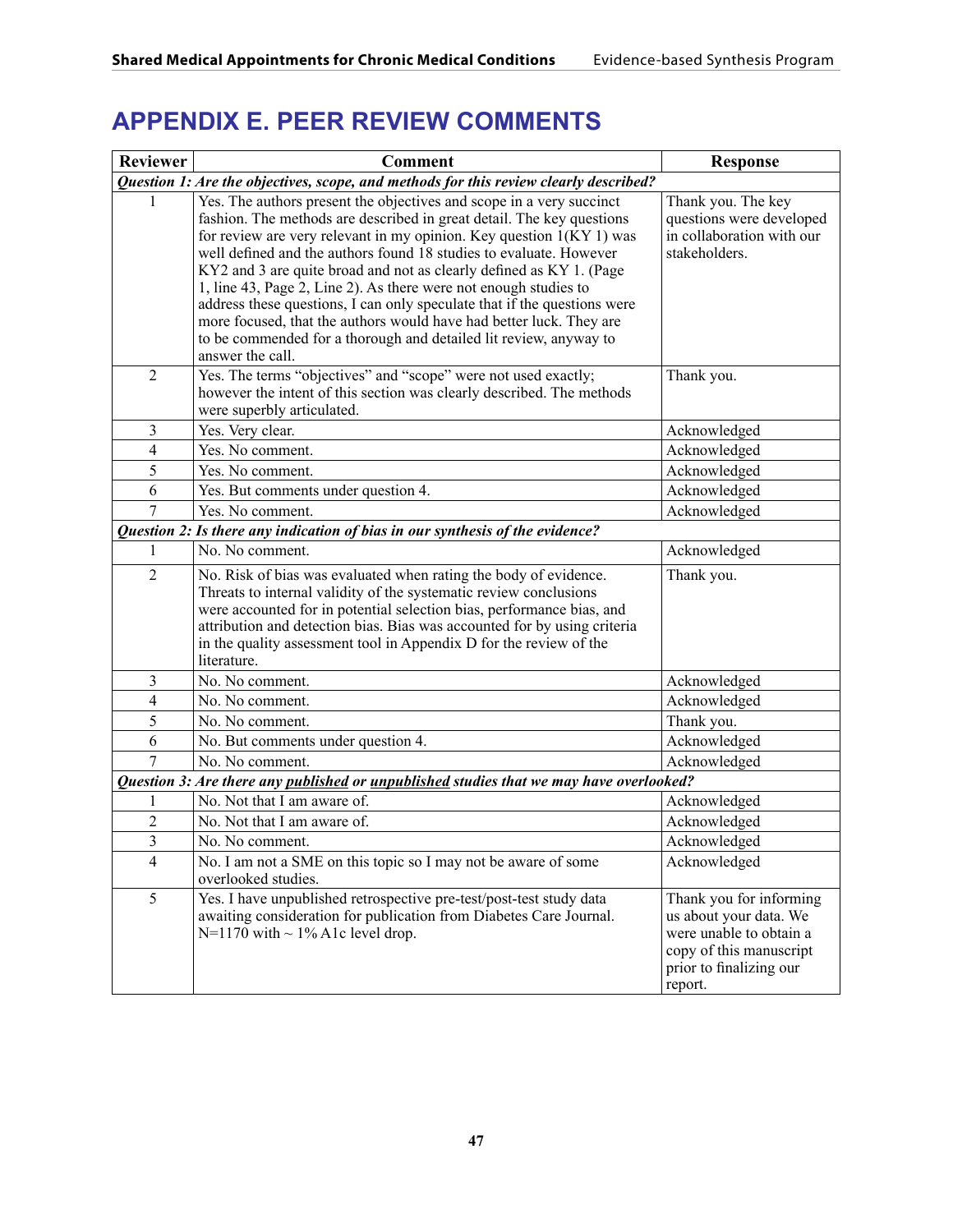# APPENDIX E. PEER REVIEW COMMENTS

| Reviewer | Comment | Response |
|---|---|---|
| ***Question 1: Are the objectives, scope, and methods for this review clearly described?*** | | |
| 1 | Yes. The authors present the objectives and scope in a very succinct fashion. The methods are described in great detail. The key questions for review are very relevant in my opinion. Key question 1(KY 1) was well defined and the authors found 18 studies to evaluate. However KY2 and 3 are quite broad and not as clearly defined as KY 1. (Page 1, line 43, Page 2, Line 2). As there were not enough studies to address these questions, I can only speculate that if the questions were more focused, that the authors would have had better luck. They are to be commended for a thorough and detailed lit review, anyway to answer the call. | Thank you. The key questions were developed in collaboration with our stakeholders. |
| 2 | Yes. The terms "objectives" and "scope" were not used exactly; however the intent of this section was clearly described. The methods were superbly articulated. | Thank you. |
| 3 | Yes. Very clear. | Acknowledged |
| 4 | Yes. No comment. | Acknowledged |
| 5 | Yes. No comment. | Acknowledged |
| 6 | Yes. But comments under question 4. | Acknowledged |
| 7 | Yes. No comment. | Acknowledged |
| ***Question 2: Is there any indication of bias in our synthesis of the evidence?*** | | |
| 1 | No. No comment. | Acknowledged |
| 2 | No. Risk of bias was evaluated when rating the body of evidence. Threats to internal validity of the systematic review conclusions were accounted for in potential selection bias, performance bias, and attribution and detection bias. Bias was accounted for by using criteria in the quality assessment tool in Appendix D for the review of the literature. | Thank you. |
| 3 | No. No comment. | Acknowledged |
| 4 | No. No comment. | Acknowledged |
| 5 | No. No comment. | Thank you. |
| 6 | No. But comments under question 4. | Acknowledged |
| 7 | No. No comment. | Acknowledged |
| ***Question 3: Are there any <u>published</u> or <u>unpublished</u> studies that we may have overlooked?*** | | |
| 1 | No. Not that I am aware of. | Acknowledged |
| 2 | No. Not that I am aware of. | Acknowledged |
| 3 | No. No comment. | Acknowledged |
| 4 | No. I am not a SME on this topic so I may not be aware of some overlooked studies. | Acknowledged |
| 5 | Yes. I have unpublished retrospective pre-test/post-test study data awaiting consideration for publication from Diabetes Care Journal. N=1170 with ~ 1% A1c level drop. | Thank you for informing us about your data. We were unable to obtain a copy of this manuscript prior to finalizing our report. |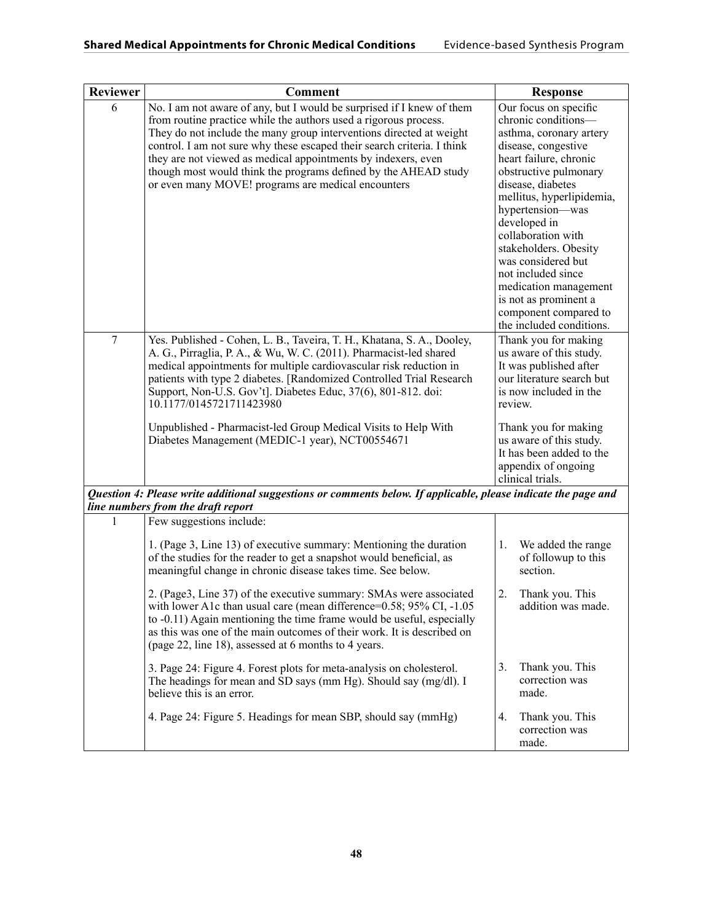| Reviewer | Comment | Response |
|---|---|---|
| 6 | No. I am not aware of any, but I would be surprised if I knew of them from routine practice while the authors used a rigorous process. They do not include the many group interventions directed at weight control. I am not sure why these escaped their search criteria. I think they are not viewed as medical appointments by indexers, even though most would think the programs defined by the AHEAD study or even many MOVE! programs are medical encounters | Our focus on specific chronic conditions—asthma, coronary artery disease, congestive heart failure, chronic obstructive pulmonary disease, diabetes mellitus, hyperlipidemia, hypertension—was developed in collaboration with stakeholders. Obesity was considered but not included since medication management is not as prominent a component compared to the included conditions. |
| 7 | Yes. Published - Cohen, L. B., Taveira, T. H., Khatana, S. A., Dooley, A. G., Pirraglia, P. A., & Wu, W. C. (2011). Pharmacist-led shared medical appointments for multiple cardiovascular risk reduction in patients with type 2 diabetes. [Randomized Controlled Trial Research Support, Non-U.S. Gov't]. Diabetes Educ, 37(6), 801-812. doi: 10.1177/0145721711423980<br><br>Unpublished - Pharmacist-led Group Medical Visits to Help With Diabetes Management (MEDIC-1 year), NCT00554671 | Thank you for making us aware of this study. It was published after our literature search but is now included in the review.<br><br>Thank you for making us aware of this study. It has been added to the appendix of ongoing clinical trials. |
| ***Question 4: Please write additional suggestions or comments below. If applicable, please indicate the page and line numbers from the draft report*** | | |
| 1 | Few suggestions include:<br><br>1. (Page 3, Line 13) of executive summary: Mentioning the duration of the studies for the reader to get a snapshot would beneficial, as meaningful change in chronic disease takes time. See below.<br><br>2. (Page3, Line 37) of the executive summary: SMAs were associated with lower A1c than usual care (mean difference=0.58; 95% CI, -1.05 to -0.11) Again mentioning the time frame would be useful, especially as this was one of the main outcomes of their work. It is described on (page 22, line 18), assessed at 6 months to 4 years.<br><br>3. Page 24: Figure 4. Forest plots for meta-analysis on cholesterol. The headings for mean and SD says (mm Hg). Should say (mg/dl). I believe this is an error.<br><br>4. Page 24: Figure 5. Headings for mean SBP, should say (mmHg) | 1. We added the range of followup to this section.<br><br>2. Thank you. This addition was made.<br><br>3. Thank you. This correction was made.<br><br>4. Thank you. This correction was made. |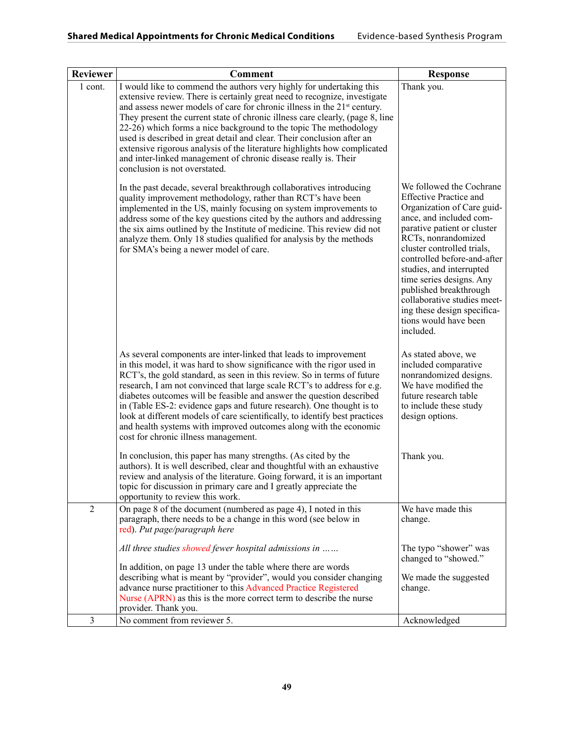| Reviewer | Comment | Response |
|---|---|---|
| 1 cont. | I would like to commend the authors very highly for undertaking this extensive review. There is certainly great need to recognize, investigate and assess newer models of care for chronic illness in the 21st century. They present the current state of chronic illness care clearly, (page 8, line 22-26) which forms a nice background to the topic The methodology used is described in great detail and clear. Their conclusion after an extensive rigorous analysis of the literature highlights how complicated and inter-linked management of chronic disease really is. Their conclusion is not overstated. | Thank you. |
| | In the past decade, several breakthrough collaboratives introducing quality improvement methodology, rather than RCT's have been implemented in the US, mainly focusing on system improvements to address some of the key questions cited by the authors and addressing the six aims outlined by the Institute of medicine. This review did not analyze them. Only 18 studies qualified for analysis by the methods for SMA's being a newer model of care. | We followed the Cochrane Effective Practice and Organization of Care guidance, and included comparative patient or cluster RCTs, nonrandomized cluster controlled trials, controlled before-and-after studies, and interrupted time series designs. Any published breakthrough collaborative studies meeting these design specifications would have been included. |
| | As several components are inter-linked that leads to improvement in this model, it was hard to show significance with the rigor used in RCT's, the gold standard, as seen in this review. So in terms of future research, I am not convinced that large scale RCT's to address for e.g. diabetes outcomes will be feasible and answer the question described in (Table ES-2: evidence gaps and future research). One thought is to look at different models of care scientifically, to identify best practices and health systems with improved outcomes along with the economic cost for chronic illness management. | As stated above, we included comparative nonrandomized designs. We have modified the future research table to include these study design options. |
| | In conclusion, this paper has many strengths. (As cited by the authors). It is well described, clear and thoughtful with an exhaustive review and analysis of the literature. Going forward, it is an important topic for discussion in primary care and I greatly appreciate the opportunity to review this work. | Thank you. |
| 2 | On page 8 of the document (numbered as page 4), I noted in this paragraph, there needs to be a change in this word (see below in red). *Put page/paragraph here* | We have made this change. |
| | *All three studies showed fewer hospital admissions in ……* | The typo "shower" was changed to "showed." |
| | In addition, on page 13 under the table where there are words describing what is meant by "provider", would you consider changing advance nurse practitioner to this Advanced Practice Registered Nurse (APRN) as this is the more correct term to describe the nurse provider. Thank you. | We made the suggested change. |
| 3 | No comment from reviewer 5. | Acknowledged |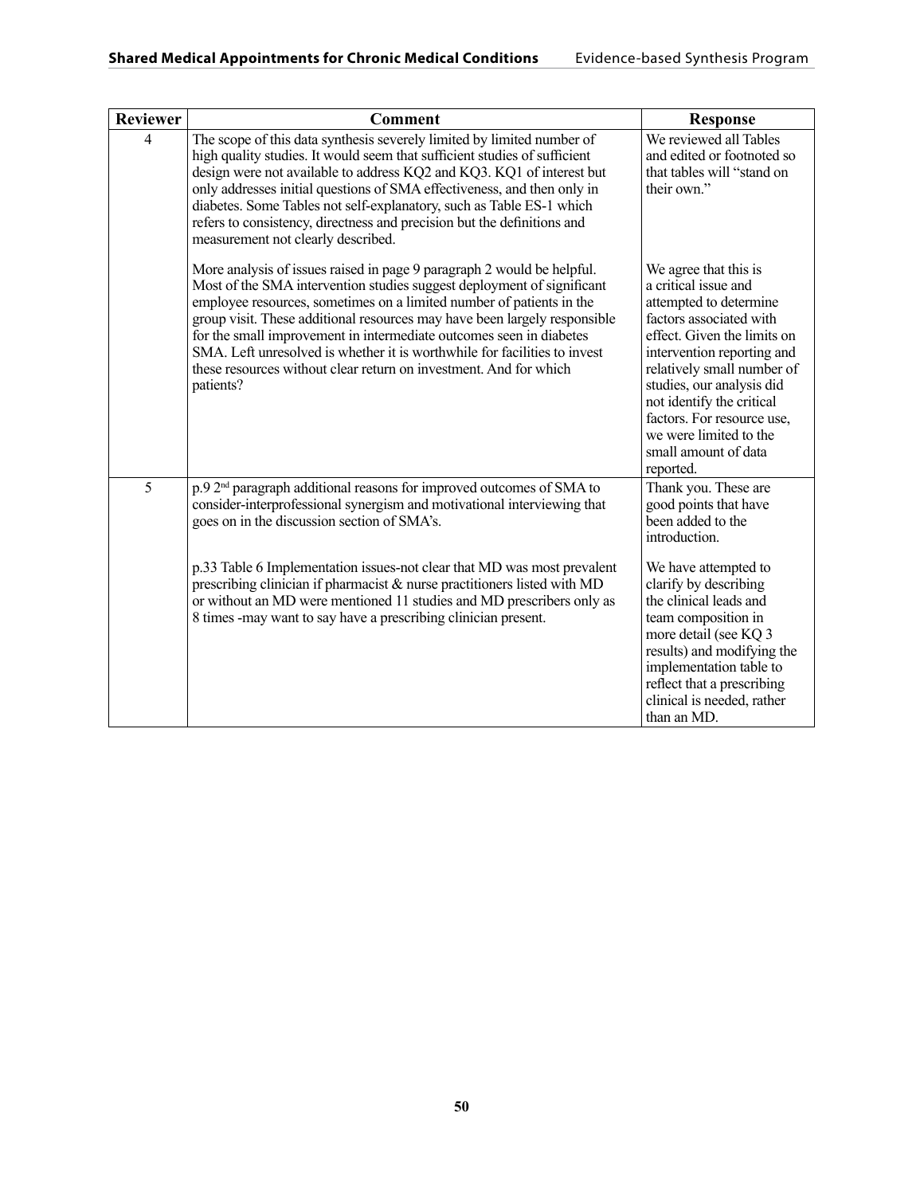| Reviewer | Comment | Response |
|---|---|---|
| 4 | The scope of this data synthesis severely limited by limited number of high quality studies. It would seem that sufficient studies of sufficient design were not available to address KQ2 and KQ3. KQ1 of interest but only addresses initial questions of SMA effectiveness, and then only in diabetes. Some Tables not self-explanatory, such as Table ES-1 which refers to consistency, directness and precision but the definitions and measurement not clearly described. | We reviewed all Tables and edited or footnoted so that tables will "stand on their own." |
| | More analysis of issues raised in page 9 paragraph 2 would be helpful. Most of the SMA intervention studies suggest deployment of significant employee resources, sometimes on a limited number of patients in the group visit. These additional resources may have been largely responsible for the small improvement in intermediate outcomes seen in diabetes SMA. Left unresolved is whether it is worthwhile for facilities to invest these resources without clear return on investment. And for which patients? | We agree that this is a critical issue and attempted to determine factors associated with effect. Given the limits on intervention reporting and relatively small number of studies, our analysis did not identify the critical factors. For resource use, we were limited to the small amount of data reported. |
| 5 | p.9 2nd paragraph additional reasons for improved outcomes of SMA to consider-interprofessional synergism and motivational interviewing that goes on in the discussion section of SMA's. | Thank you. These are good points that have been added to the introduction. |
| | p.33 Table 6 Implementation issues-not clear that MD was most prevalent prescribing clinician if pharmacist & nurse practitioners listed with MD or without an MD were mentioned 11 studies and MD prescribers only as 8 times -may want to say have a prescribing clinician present. | We have attempted to clarify by describing the clinical leads and team composition in more detail (see KQ 3 results) and modifying the implementation table to reflect that a prescribing clinical is needed, rather than an MD. |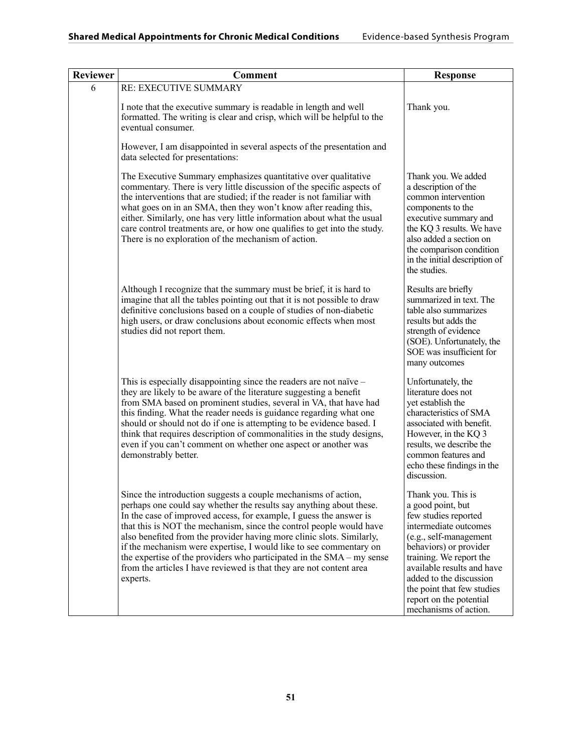| Reviewer | Comment | Response |
|---|---|---|
| 6 | RE: EXECUTIVE SUMMARY | |
| | I note that the executive summary is readable in length and well formatted. The writing is clear and crisp, which will be helpful to the eventual consumer. | Thank you. |
| | However, I am disappointed in several aspects of the presentation and data selected for presentations: | |
| | The Executive Summary emphasizes quantitative over qualitative commentary. There is very little discussion of the specific aspects of the interventions that are studied; if the reader is not familiar with what goes on in an SMA, then they won't know after reading this, either. Similarly, one has very little information about what the usual care control treatments are, or how one qualifies to get into the study. There is no exploration of the mechanism of action. | Thank you. We added a description of the common intervention components to the executive summary and the KQ 3 results. We have also added a section on the comparison condition in the initial description of the studies. |
| | Although I recognize that the summary must be brief, it is hard to imagine that all the tables pointing out that it is not possible to draw definitive conclusions based on a couple of studies of non-diabetic high users, or draw conclusions about economic effects when most studies did not report them. | Results are briefly summarized in text. The table also summarizes results but adds the strength of evidence (SOE). Unfortunately, the SOE was insufficient for many outcomes |
| | This is especially disappointing since the readers are not naïve – they are likely to be aware of the literature suggesting a benefit from SMA based on prominent studies, several in VA, that have had this finding. What the reader needs is guidance regarding what one should or should not do if one is attempting to be evidence based. I think that requires description of commonalities in the study designs, even if you can't comment on whether one aspect or another was demonstrably better. | Unfortunately, the literature does not yet establish the characteristics of SMA associated with benefit. However, in the KQ 3 results, we describe the common features and echo these findings in the discussion. |
| | Since the introduction suggests a couple mechanisms of action, perhaps one could say whether the results say anything about these. In the case of improved access, for example, I guess the answer is that this is NOT the mechanism, since the control people would have also benefited from the provider having more clinic slots. Similarly, if the mechanism were expertise, I would like to see commentary on the expertise of the providers who participated in the SMA – my sense from the articles I have reviewed is that they are not content area experts. | Thank you. This is a good point, but few studies reported intermediate outcomes (e.g., self-management behaviors) or provider training. We report the available results and have added to the discussion the point that few studies report on the potential mechanisms of action. |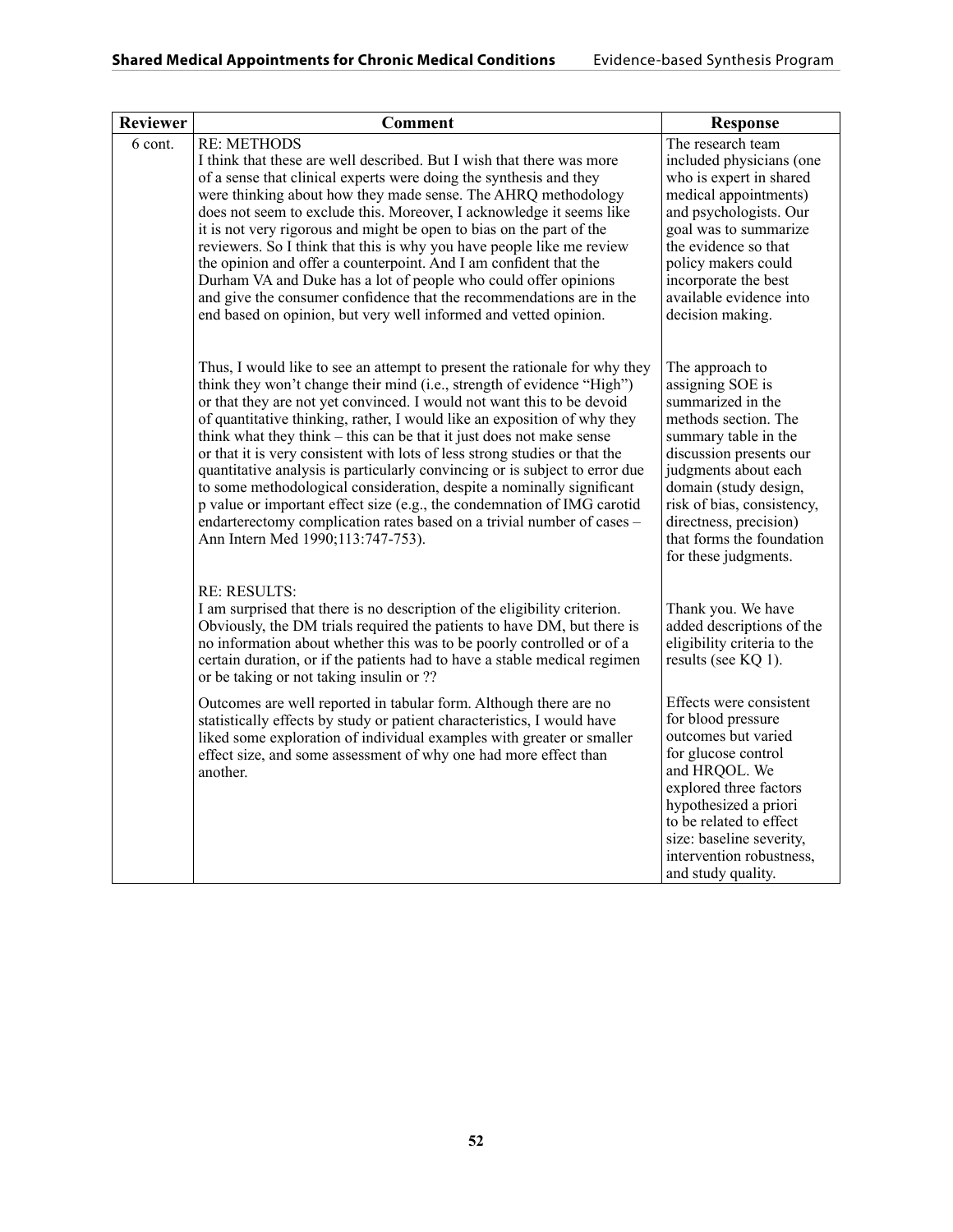| Reviewer | Comment | Response |
|---|---|---|
| 6 cont. | RE: METHODS<br>I think that these are well described. But I wish that there was more of a sense that clinical experts were doing the synthesis and they were thinking about how they made sense. The AHRQ methodology does not seem to exclude this. Moreover, I acknowledge it seems like it is not very rigorous and might be open to bias on the part of the reviewers. So I think that this is why you have people like me review the opinion and offer a counterpoint. And I am confident that the Durham VA and Duke has a lot of people who could offer opinions and give the consumer confidence that the recommendations are in the end based on opinion, but very well informed and vetted opinion. | The research team included physicians (one who is expert in shared medical appointments) and psychologists. Our goal was to summarize the evidence so that policy makers could incorporate the best available evidence into decision making. |
| | Thus, I would like to see an attempt to present the rationale for why they think they won't change their mind (i.e., strength of evidence "High") or that they are not yet convinced. I would not want this to be devoid of quantitative thinking, rather, I would like an exposition of why they think what they think – this can be that it just does not make sense or that it is very consistent with lots of less strong studies or that the quantitative analysis is particularly convincing or is subject to error due to some methodological consideration, despite a nominally significant p value or important effect size (e.g., the condemnation of IMG carotid endarterectomy complication rates based on a trivial number of cases – Ann Intern Med 1990;113:747-753). | The approach to assigning SOE is summarized in the methods section. The summary table in the discussion presents our judgments about each domain (study design, risk of bias, consistency, directness, precision) that forms the foundation for these judgments. |
| | RE: RESULTS:<br>I am surprised that there is no description of the eligibility criterion. Obviously, the DM trials required the patients to have DM, but there is no information about whether this was to be poorly controlled or of a certain duration, or if the patients had to have a stable medical regimen or be taking or not taking insulin or ?? | Thank you. We have added descriptions of the eligibility criteria to the results (see KQ 1). |
| | Outcomes are well reported in tabular form. Although there are no statistically effects by study or patient characteristics, I would have liked some exploration of individual examples with greater or smaller effect size, and some assessment of why one had more effect than another. | Effects were consistent for blood pressure outcomes but varied for glucose control and HRQOL. We explored three factors hypothesized a priori to be related to effect size: baseline severity, intervention robustness, and study quality. |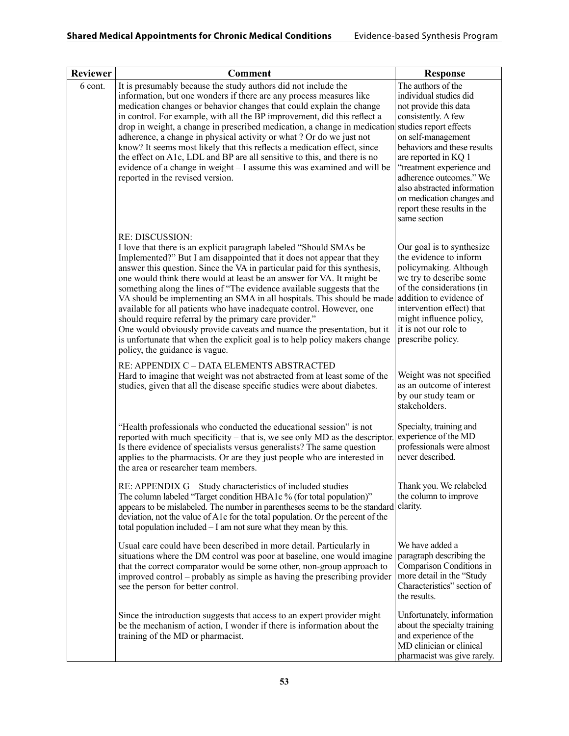| Reviewer | Comment | Response |
|---|---|---|
| 6 cont. | It is presumably because the study authors did not include the information, but one wonders if there are any process measures like medication changes or behavior changes that could explain the change in control. For example, with all the BP improvement, did this reflect a drop in weight, a change in prescribed medication, a change in medication adherence, a change in physical activity or what ? Or do we just not know? It seems most likely that this reflects a medication effect, since the effect on A1c, LDL and BP are all sensitive to this, and there is no evidence of a change in weight – I assume this was examined and will be reported in the revised version. | The authors of the individual studies did not provide this data consistently. A few studies report effects on self-management behaviors and these results are reported in KQ 1 "treatment experience and adherence outcomes." We also abstracted information on medication changes and report these results in the same section |
| | RE: DISCUSSION:<br>I love that there is an explicit paragraph labeled "Should SMAs be Implemented?" But I am disappointed that it does not appear that they answer this question. Since the VA in particular paid for this synthesis, one would think there would at least be an answer for VA. It might be something along the lines of "The evidence available suggests that the VA should be implementing an SMA in all hospitals. This should be made available for all patients who have inadequate control. However, one should require referral by the primary care provider."<br>One would obviously provide caveats and nuance the presentation, but it is unfortunate that when the explicit goal is to help policy makers change policy, the guidance is vague. | Our goal is to synthesize the evidence to inform policymaking. Although we try to describe some of the considerations (in addition to evidence of intervention effect) that might influence policy, it is not our role to prescribe policy. |
| | RE: APPENDIX C – DATA ELEMENTS ABSTRACTED<br>Hard to imagine that weight was not abstracted from at least some of the studies, given that all the disease specific studies were about diabetes. | Weight was not specified as an outcome of interest by our study team or stakeholders. |
| | "Health professionals who conducted the educational session" is not reported with much specificity – that is, we see only MD as the descriptor. Is there evidence of specialists versus generalists? The same question applies to the pharmacists. Or are they just people who are interested in the area or researcher team members. | Specialty, training and experience of the MD professionals were almost never described. |
| | RE: APPENDIX G – Study characteristics of included studies<br>The column labeled "Target condition HBA1c % (for total population)" appears to be mislabeled. The number in parentheses seems to be the standard deviation, not the value of A1c for the total population. Or the percent of the total population included – I am not sure what they mean by this. | Thank you. We relabeled the column to improve clarity. |
| | Usual care could have been described in more detail. Particularly in situations where the DM control was poor at baseline, one would imagine that the correct comparator would be some other, non-group approach to improved control – probably as simple as having the prescribing provider see the person for better control. | We have added a paragraph describing the Comparison Conditions in more detail in the "Study Characteristics" section of the results. |
| | Since the introduction suggests that access to an expert provider might be the mechanism of action, I wonder if there is information about the training of the MD or pharmacist. | Unfortunately, information about the specialty training and experience of the MD clinician or clinical pharmacist was give rarely. |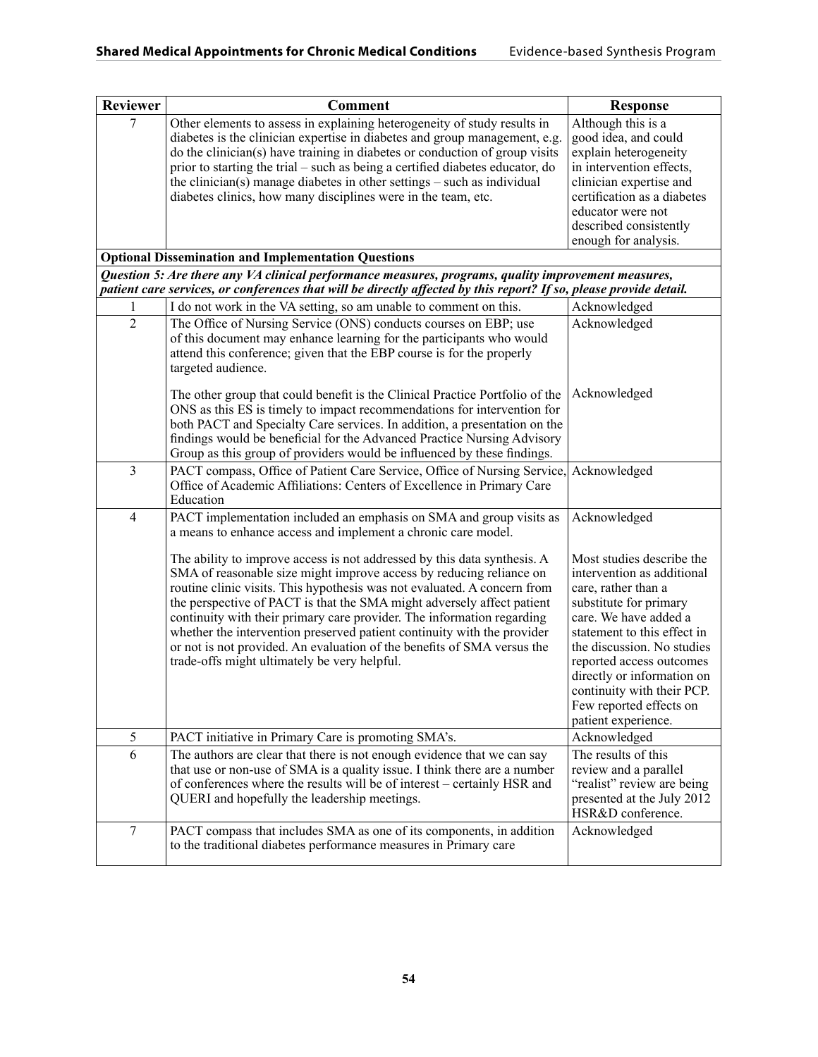| Reviewer | Comment | Response |
|---|---|---|
| 7 | Other elements to assess in explaining heterogeneity of study results in diabetes is the clinician expertise in diabetes and group management, e.g. do the clinician(s) have training in diabetes or conduction of group visits prior to starting the trial – such as being a certified diabetes educator, do the clinician(s) manage diabetes in other settings – such as individual diabetes clinics, how many disciplines were in the team, etc. | Although this is a good idea, and could explain heterogeneity in intervention effects, clinician expertise and certification as a diabetes educator were not described consistently enough for analysis. |
| **Optional Dissemination and Implementation Questions** | | |
| ***Question 5: Are there any VA clinical performance measures, programs, quality improvement measures, patient care services, or conferences that will be directly affected by this report? If so, please provide detail.*** | | |
| 1 | I do not work in the VA setting, so am unable to comment on this. | Acknowledged |
| 2 | The Office of Nursing Service (ONS) conducts courses on EBP; use of this document may enhance learning for the participants who would attend this conference; given that the EBP course is for the properly targeted audience. | Acknowledged |
| | The other group that could benefit is the Clinical Practice Portfolio of the ONS as this ES is timely to impact recommendations for intervention for both PACT and Specialty Care services. In addition, a presentation on the findings would be beneficial for the Advanced Practice Nursing Advisory Group as this group of providers would be influenced by these findings. | Acknowledged |
| 3 | PACT compass, Office of Patient Care Service, Office of Nursing Service, Office of Academic Affiliations: Centers of Excellence in Primary Care Education | Acknowledged |
| 4 | PACT implementation included an emphasis on SMA and group visits as a means to enhance access and implement a chronic care model. | Acknowledged |
| | The ability to improve access is not addressed by this data synthesis. A SMA of reasonable size might improve access by reducing reliance on routine clinic visits. This hypothesis was not evaluated. A concern from the perspective of PACT is that the SMA might adversely affect patient continuity with their primary care provider. The information regarding whether the intervention preserved patient continuity with the provider or not is not provided. An evaluation of the benefits of SMA versus the trade-offs might ultimately be very helpful. | Most studies describe the intervention as additional care, rather than a substitute for primary care. We have added a statement to this effect in the discussion. No studies reported access outcomes directly or information on continuity with their PCP. Few reported effects on patient experience. |
| 5 | PACT initiative in Primary Care is promoting SMA's. | Acknowledged |
| 6 | The authors are clear that there is not enough evidence that we can say that use or non-use of SMA is a quality issue. I think there are a number of conferences where the results will be of interest – certainly HSR and QUERI and hopefully the leadership meetings. | The results of this review and a parallel "realist" review are being presented at the July 2012 HSR&D conference. |
| 7 | PACT compass that includes SMA as one of its components, in addition to the traditional diabetes performance measures in Primary care | Acknowledged |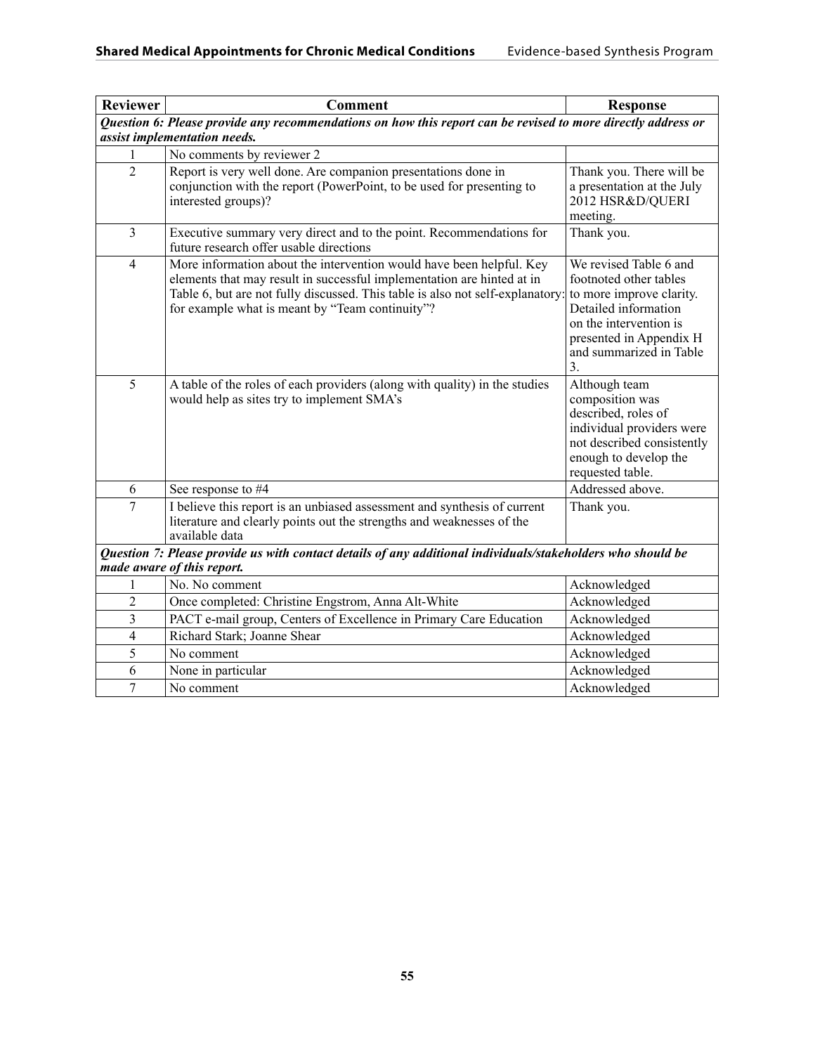| Reviewer | Comment | Response |
|---|---|---|
| ***Question 6: Please provide any recommendations on how this report can be revised to more directly address or assist implementation needs.*** | | |
| 1 | No comments by reviewer 2 | |
| 2 | Report is very well done. Are companion presentations done in conjunction with the report (PowerPoint, to be used for presenting to interested groups)? | Thank you. There will be a presentation at the July 2012 HSR&D/QUERI meeting. |
| 3 | Executive summary very direct and to the point. Recommendations for future research offer usable directions | Thank you. |
| 4 | More information about the intervention would have been helpful. Key elements that may result in successful implementation are hinted at in Table 6, but are not fully discussed. This table is also not self-explanatory: for example what is meant by "Team continuity"? | We revised Table 6 and footnoted other tables to more improve clarity. Detailed information on the intervention is presented in Appendix H and summarized in Table 3. |
| 5 | A table of the roles of each providers (along with quality) in the studies would help as sites try to implement SMA's | Although team composition was described, roles of individual providers were not described consistently enough to develop the requested table. |
| 6 | See response to #4 | Addressed above. |
| 7 | I believe this report is an unbiased assessment and synthesis of current literature and clearly points out the strengths and weaknesses of the available data | Thank you. |
| ***Question 7: Please provide us with contact details of any additional individuals/stakeholders who should be made aware of this report.*** | | |
| 1 | No. No comment | Acknowledged |
| 2 | Once completed: Christine Engstrom, Anna Alt-White | Acknowledged |
| 3 | PACT e-mail group, Centers of Excellence in Primary Care Education | Acknowledged |
| 4 | Richard Stark; Joanne Shear | Acknowledged |
| 5 | No comment | Acknowledged |
| 6 | None in particular | Acknowledged |
| 7 | No comment | Acknowledged |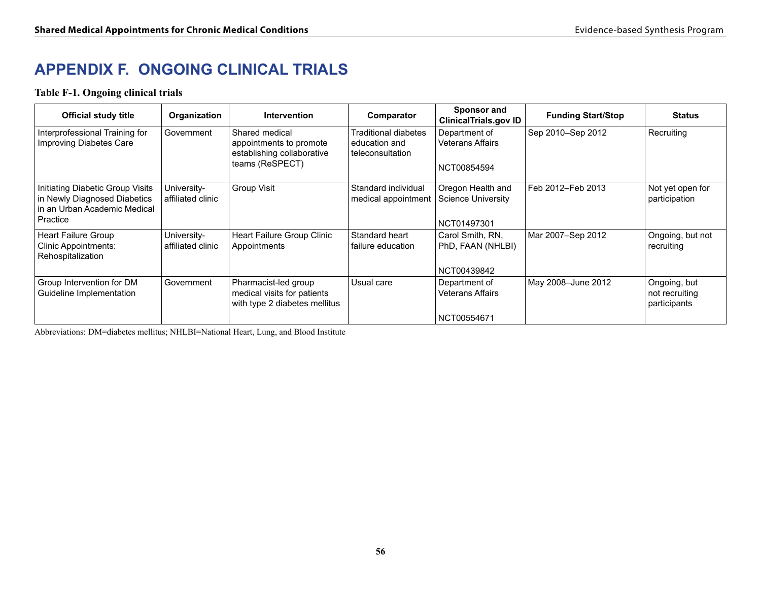# APPENDIX F. ONGOING CLINICAL TRIALS

**Table F-1. Ongoing clinical trials**

| Official study title | Organization | Intervention | Comparator | Sponsor and ClinicalTrials.gov ID | Funding Start/Stop | Status |
|---|---|---|---|---|---|---|
| Interprofessional Training for Improving Diabetes Care | Government | Shared medical appointments to promote establishing collaborative teams (ReSPECT) | Traditional diabetes education and teleconsultation | Department of Veterans Affairs<br><br>NCT00854594 | Sep 2010–Sep 2012 | Recruiting |
| Initiating Diabetic Group Visits in Newly Diagnosed Diabetics in an Urban Academic Medical Practice | University-affiliated clinic | Group Visit | Standard individual medical appointment | Oregon Health and Science University<br><br>NCT01497301 | Feb 2012–Feb 2013 | Not yet open for participation |
| Heart Failure Group Clinic Appointments: Rehospitalization | University-affiliated clinic | Heart Failure Group Clinic Appointments | Standard heart failure education | Carol Smith, RN, PhD, FAAN (NHLBI)<br><br>NCT00439842 | Mar 2007–Sep 2012 | Ongoing, but not recruiting |
| Group Intervention for DM Guideline Implementation | Government | Pharmacist-led group medical visits for patients with type 2 diabetes mellitus | Usual care | Department of Veterans Affairs<br><br>NCT00554671 | May 2008–June 2012 | Ongoing, but not recruiting participants |

Abbreviations: DM=diabetes mellitus; NHLBI=National Heart, Lung, and Blood Institute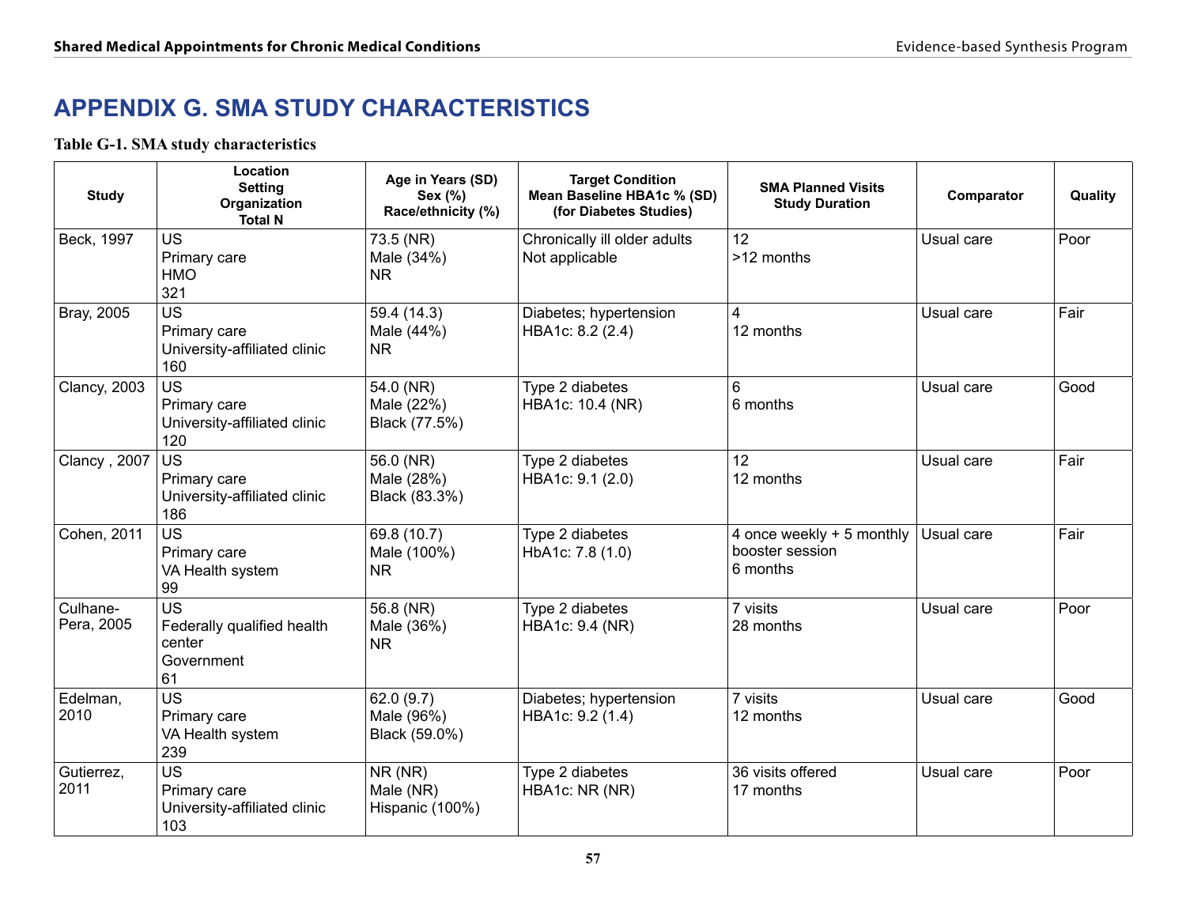# APPENDIX G. SMA STUDY CHARACTERISTICS

**Table G-1. SMA study characteristics**

| Study | Location<br>Setting<br>Organization<br>Total N | Age in Years (SD)<br>Sex (%)<br>Race/ethnicity (%) | Target Condition<br>Mean Baseline HBA1c % (SD)<br>(for Diabetes Studies) | SMA Planned Visits<br>Study Duration | Comparator | Quality |
|---|---|---|---|---|---|---|
| Beck, 1997 | US<br>Primary care<br>HMO<br>321 | 73.5 (NR)<br>Male (34%)<br>NR | Chronically ill older adults<br>Not applicable | 12<br>>12 months | Usual care | Poor |
| Bray, 2005 | US<br>Primary care<br>University-affiliated clinic<br>160 | 59.4 (14.3)<br>Male (44%)<br>NR | Diabetes; hypertension<br>HBA1c: 8.2 (2.4) | 4<br>12 months | Usual care | Fair |
| Clancy, 2003 | US<br>Primary care<br>University-affiliated clinic<br>120 | 54.0 (NR)<br>Male (22%)<br>Black (77.5%) | Type 2 diabetes<br>HBA1c: 10.4 (NR) | 6<br>6 months | Usual care | Good |
| Clancy , 2007 | US<br>Primary care<br>University-affiliated clinic<br>186 | 56.0 (NR)<br>Male (28%)<br>Black (83.3%) | Type 2 diabetes<br>HBA1c: 9.1 (2.0) | 12<br>12 months | Usual care | Fair |
| Cohen, 2011 | US<br>Primary care<br>VA Health system<br>99 | 69.8 (10.7)<br>Male (100%)<br>NR | Type 2 diabetes<br>HbA1c: 7.8 (1.0) | 4 once weekly + 5 monthly booster session<br>6 months | Usual care | Fair |
| Culhane-Pera, 2005 | US<br>Federally qualified health center<br>Government<br>61 | 56.8 (NR)<br>Male (36%)<br>NR | Type 2 diabetes<br>HBA1c: 9.4 (NR) | 7 visits<br>28 months | Usual care | Poor |
| Edelman, 2010 | US<br>Primary care<br>VA Health system<br>239 | 62.0 (9.7)<br>Male (96%)<br>Black (59.0%) | Diabetes; hypertension<br>HBA1c: 9.2 (1.4) | 7 visits<br>12 months | Usual care | Good |
| Gutierrez, 2011 | US<br>Primary care<br>University-affiliated clinic<br>103 | NR (NR)<br>Male (NR)<br>Hispanic (100%) | Type 2 diabetes<br>HBA1c: NR (NR) | 36 visits offered<br>17 months | Usual care | Poor |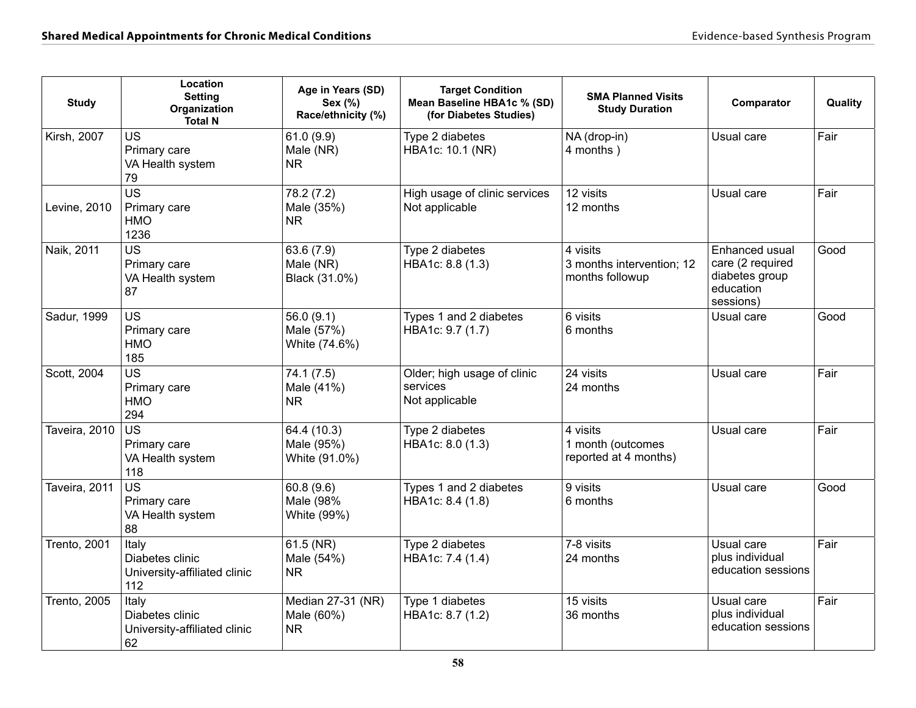| Study | Location<br>Setting<br>Organization<br>Total N | Age in Years (SD)<br>Sex (%)<br>Race/ethnicity (%) | Target Condition<br>Mean Baseline HBA1c % (SD)<br>(for Diabetes Studies) | SMA Planned Visits<br>Study Duration | Comparator | Quality |
|---|---|---|---|---|---|---|
| Kirsh, 2007 | US<br>Primary care<br>VA Health system<br>79 | 61.0 (9.9)<br>Male (NR)<br>NR | Type 2 diabetes<br>HBA1c: 10.1 (NR) | NA (drop-in)<br>4 months ) | Usual care | Fair |
| Levine, 2010 | US<br>Primary care<br>HMO<br>1236 | 78.2 (7.2)<br>Male (35%)<br>NR | High usage of clinic services<br>Not applicable | 12 visits<br>12 months | Usual care | Fair |
| Naik, 2011 | US<br>Primary care<br>VA Health system<br>87 | 63.6 (7.9)<br>Male (NR)<br>Black (31.0%) | Type 2 diabetes<br>HBA1c: 8.8 (1.3) | 4 visits<br>3 months intervention; 12 months followup | Enhanced usual care (2 required diabetes group education sessions) | Good |
| Sadur, 1999 | US<br>Primary care<br>HMO<br>185 | 56.0 (9.1)<br>Male (57%)<br>White (74.6%) | Types 1 and 2 diabetes<br>HBA1c: 9.7 (1.7) | 6 visits<br>6 months | Usual care | Good |
| Scott, 2004 | US<br>Primary care<br>HMO<br>294 | 74.1 (7.5)<br>Male (41%)<br>NR | Older; high usage of clinic services<br>Not applicable | 24 visits<br>24 months | Usual care | Fair |
| Taveira, 2010 | US<br>Primary care<br>VA Health system<br>118 | 64.4 (10.3)<br>Male (95%)<br>White (91.0%) | Type 2 diabetes<br>HBA1c: 8.0 (1.3) | 4 visits<br>1 month (outcomes reported at 4 months) | Usual care | Fair |
| Taveira, 2011 | US<br>Primary care<br>VA Health system<br>88 | 60.8 (9.6)<br>Male (98%<br>White (99%) | Types 1 and 2 diabetes<br>HBA1c: 8.4 (1.8) | 9 visits<br>6 months | Usual care | Good |
| Trento, 2001 | Italy<br>Diabetes clinic<br>University-affiliated clinic<br>112 | 61.5 (NR)<br>Male (54%)<br>NR | Type 2 diabetes<br>HBA1c: 7.4 (1.4) | 7-8 visits<br>24 months | Usual care plus individual education sessions | Fair |
| Trento, 2005 | Italy<br>Diabetes clinic<br>University-affiliated clinic<br>62 | Median 27-31 (NR)<br>Male (60%)<br>NR | Type 1 diabetes<br>HBA1c: 8.7 (1.2) | 15 visits<br>36 months | Usual care plus individual education sessions | Fair |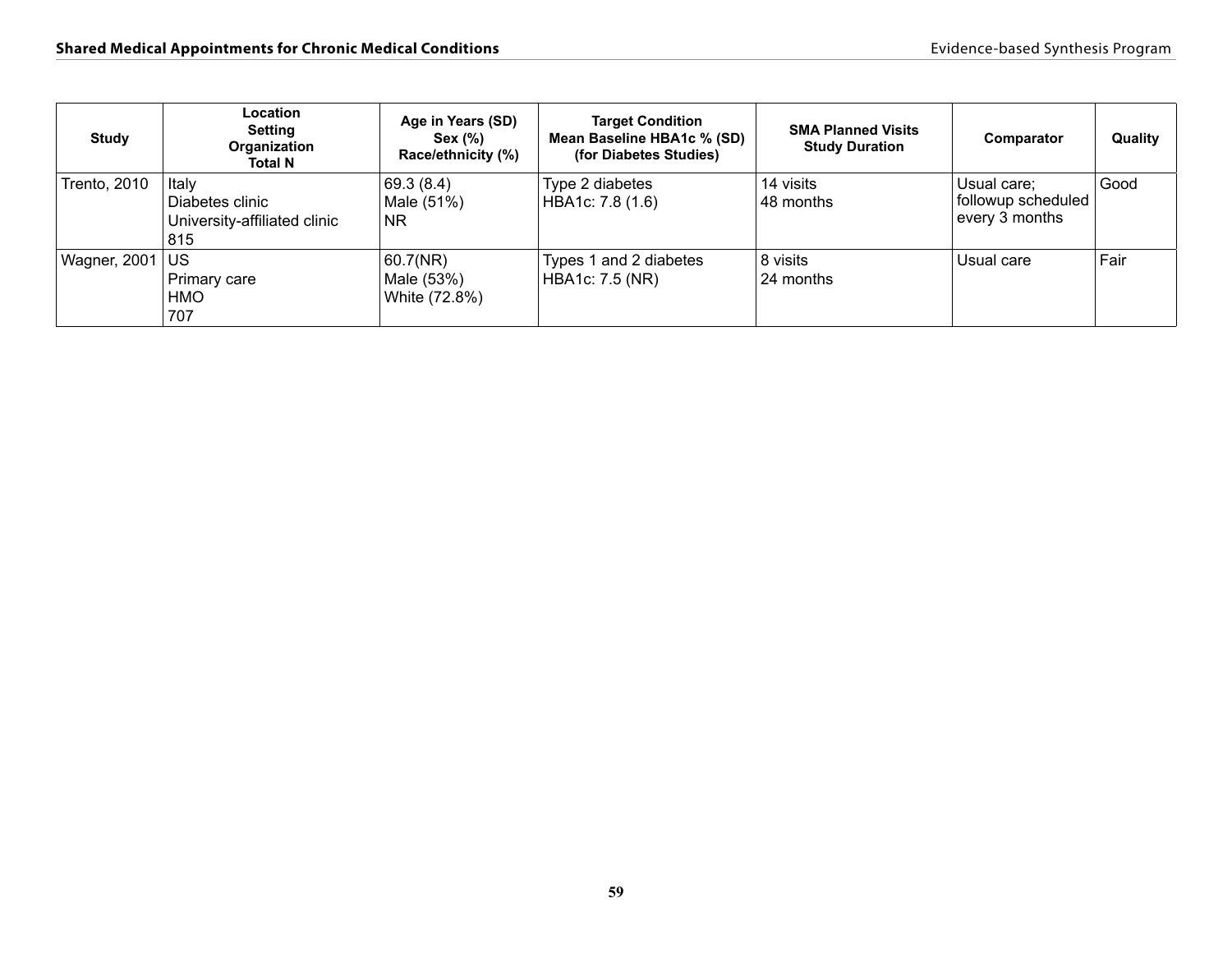| Study | Location<br>Setting<br>Organization<br>Total N | Age in Years (SD)<br>Sex (%)<br>Race/ethnicity (%) | Target Condition<br>Mean Baseline HBA1c % (SD)<br>(for Diabetes Studies) | SMA Planned Visits<br>Study Duration | Comparator | Quality |
|---|---|---|---|---|---|---|
| Trento, 2010 | Italy<br>Diabetes clinic<br>University-affiliated clinic<br>815 | 69.3 (8.4)<br>Male (51%)<br>NR | Type 2 diabetes<br>HBA1c: 7.8 (1.6) | 14 visits<br>48 months | Usual care; followup scheduled every 3 months | Good |
| Wagner, 2001 | US<br>Primary care<br>HMO<br>707 | 60.7(NR)<br>Male (53%)<br>White (72.8%) | Types 1 and 2 diabetes<br>HBA1c: 7.5 (NR) | 8 visits<br>24 months | Usual care | Fair |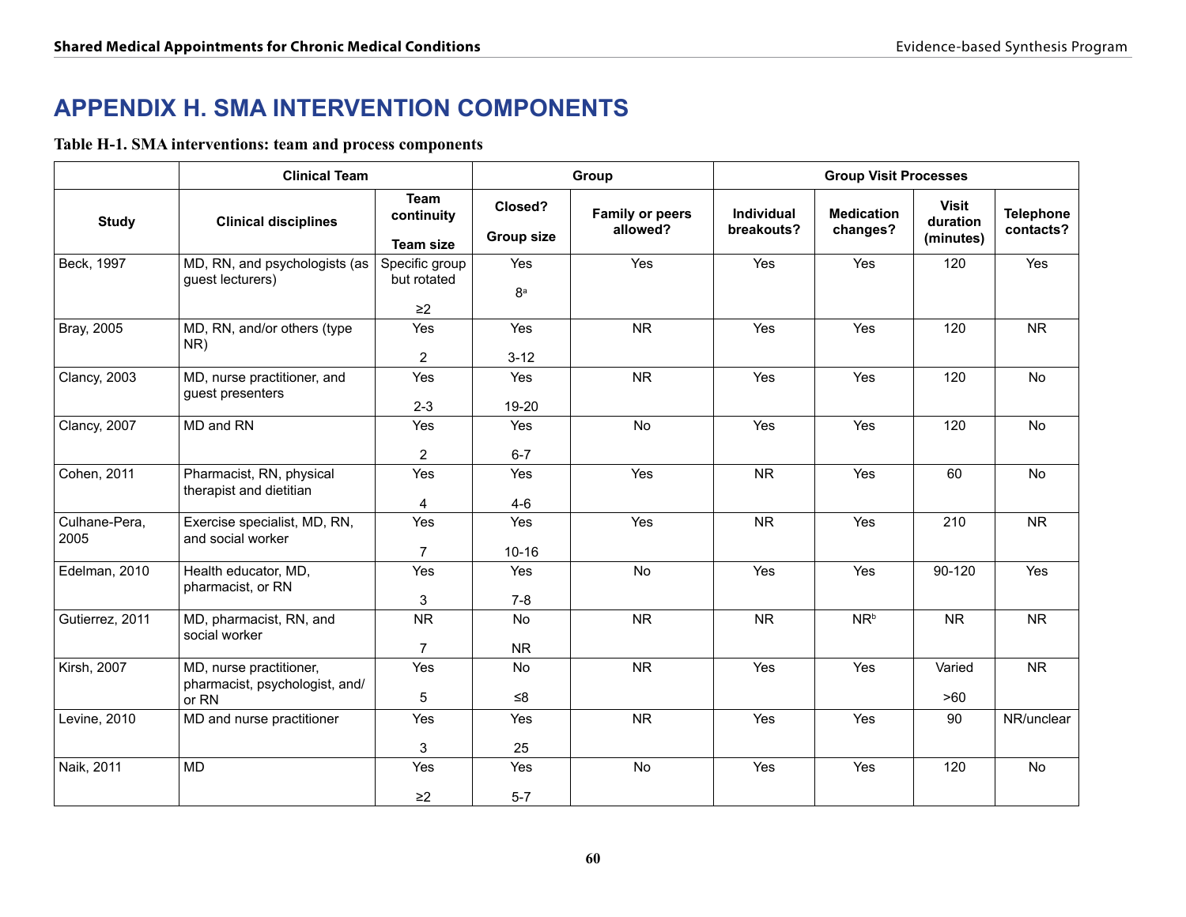# APPENDIX H. SMA INTERVENTION COMPONENTS

**Table H-1. SMA interventions: team and process components**

| | Clinical Team | | Group | | Group Visit Processes | | | |
|---|---|---|---|---|---|---|---|---|
| Study | Clinical disciplines | Team continuity<br><br>Team size | Closed?<br><br>Group size | Family or peers allowed? | Individual breakouts? | Medication changes? | Visit duration (minutes) | Telephone contacts? |
| Beck, 1997 | MD, RN, and psychologists (as guest lecturers) | Specific group but rotated<br><br>≥2 | Yes<br><br>8[a] | Yes | Yes | Yes | 120 | Yes |
| Bray, 2005 | MD, RN, and/or others (type NR) | Yes<br><br>2 | Yes<br><br>3-12 | NR | Yes | Yes | 120 | NR |
| Clancy, 2003 | MD, nurse practitioner, and guest presenters | Yes<br><br>2-3 | Yes<br><br>19-20 | NR | Yes | Yes | 120 | No |
| Clancy, 2007 | MD and RN | Yes<br><br>2 | Yes<br><br>6-7 | No | Yes | Yes | 120 | No |
| Cohen, 2011 | Pharmacist, RN, physical therapist and dietitian | Yes<br><br>4 | Yes<br><br>4-6 | Yes | NR | Yes | 60 | No |
| Culhane-Pera, 2005 | Exercise specialist, MD, RN, and social worker | Yes<br><br>7 | Yes<br><br>10-16 | Yes | NR | Yes | 210 | NR |
| Edelman, 2010 | Health educator, MD, pharmacist, or RN | Yes<br><br>3 | Yes<br><br>7-8 | No | Yes | Yes | 90-120 | Yes |
| Gutierrez, 2011 | MD, pharmacist, RN, and social worker | NR<br><br>7 | No<br><br>NR | NR | NR | NR[b] | NR | NR |
| Kirsh, 2007 | MD, nurse practitioner, pharmacist, psychologist, and/or RN | Yes<br><br>5 | No<br><br>≤8 | NR | Yes | Yes | Varied<br><br>>60 | NR |
| Levine, 2010 | MD and nurse practitioner | Yes<br><br>3 | Yes<br><br>25 | NR | Yes | Yes | 90 | NR/unclear |
| Naik, 2011 | MD | Yes<br><br>≥2 | Yes<br><br>5-7 | No | Yes | Yes | 120 | No |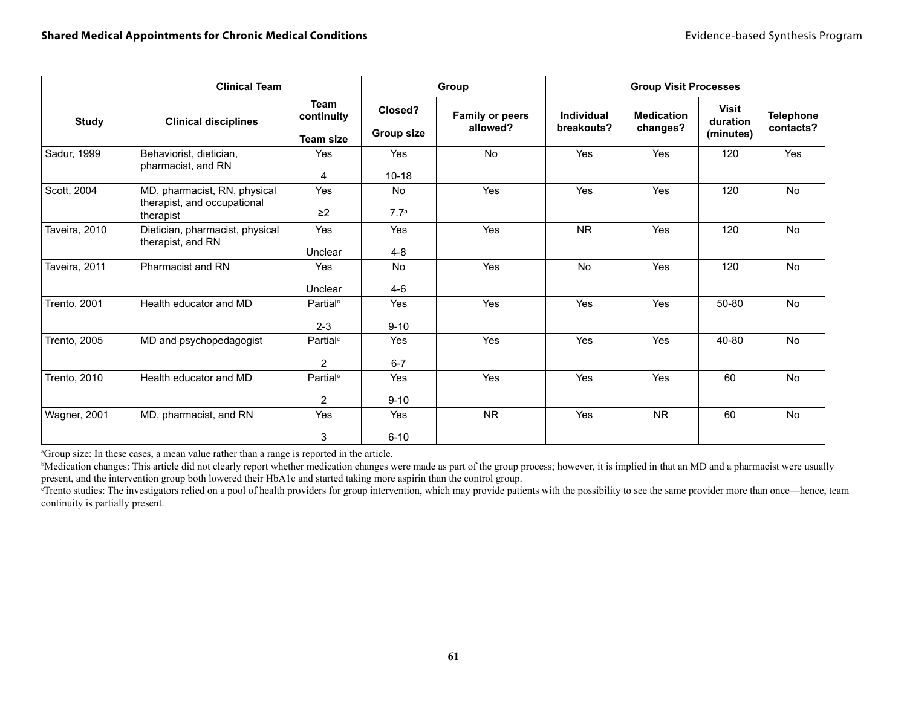| Study | Clinical Team | | Group | | Group Visit Processes | | | |
|---|---|---|---|---|---|---|---|---|
| | Clinical disciplines | Team continuity<br>Team size | Closed?<br>Group size | Family or peers allowed? | Individual breakouts? | Medication changes? | Visit duration (minutes) | Telephone contacts? |
| Sadur, 1999 | Behaviorist, dietician, pharmacist, and RN | Yes<br>4 | Yes<br>10-18 | No | Yes | Yes | 120 | Yes |
| Scott, 2004 | MD, pharmacist, RN, physical therapist, and occupational therapist | Yes<br>≥2 | No<br>7.7[a] | Yes | Yes | Yes | 120 | No |
| Taveira, 2010 | Dietician, pharmacist, physical therapist, and RN | Yes<br>Unclear | Yes<br>4-8 | Yes | NR | Yes | 120 | No |
| Taveira, 2011 | Pharmacist and RN | Yes<br>Unclear | No<br>4-6 | Yes | No | Yes | 120 | No |
| Trento, 2001 | Health educator and MD | Partial[c]<br>2-3 | Yes<br>9-10 | Yes | Yes | Yes | 50-80 | No |
| Trento, 2005 | MD and psychopedagogist | Partial[c]<br>2 | Yes<br>6-7 | Yes | Yes | Yes | 40-80 | No |
| Trento, 2010 | Health educator and MD | Partial[c]<br>2 | Yes<br>9-10 | Yes | Yes | Yes | 60 | No |
| Wagner, 2001 | MD, pharmacist, and RN | Yes<br>3 | Yes<br>6-10 | NR | Yes | NR | 60 | No |

[a]Group size: In these cases, a mean value rather than a range is reported in the article.

[b]Medication changes: This article did not clearly report whether medication changes were made as part of the group process; however, it is implied in that an MD and a pharmacist were usually present, and the intervention group both lowered their HbA1c and started taking more aspirin than the control group.

[c]Trento studies: The investigators relied on a pool of health providers for group intervention, which may provide patients with the possibility to see the same provider more than once—hence, team continuity is partially present.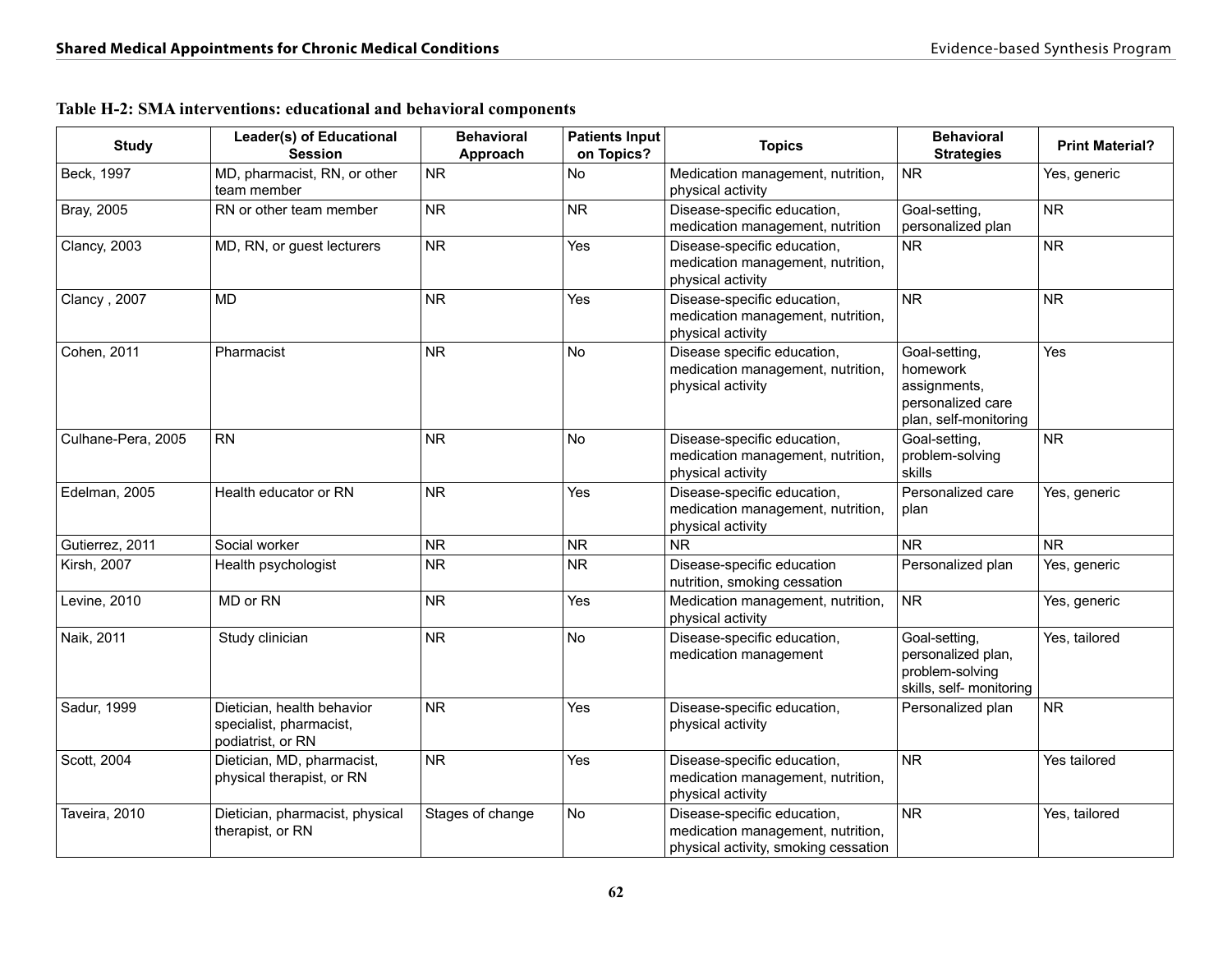**Table H-2: SMA interventions: educational and behavioral components**

| Study | Leader(s) of Educational Session | Behavioral Approach | Patients Input on Topics? | Topics | Behavioral Strategies | Print Material? |
|---|---|---|---|---|---|---|
| Beck, 1997 | MD, pharmacist, RN, or other team member | NR | No | Medication management, nutrition, physical activity | NR | Yes, generic |
| Bray, 2005 | RN or other team member | NR | NR | Disease-specific education, medication management, nutrition | Goal-setting, personalized plan | NR |
| Clancy, 2003 | MD, RN, or guest lecturers | NR | Yes | Disease-specific education, medication management, nutrition, physical activity | NR | NR |
| Clancy , 2007 | MD | NR | Yes | Disease-specific education, medication management, nutrition, physical activity | NR | NR |
| Cohen, 2011 | Pharmacist | NR | No | Disease specific education, medication management, nutrition, physical activity | Goal-setting, homework assignments, personalized care plan, self-monitoring | Yes |
| Culhane-Pera, 2005 | RN | NR | No | Disease-specific education, medication management, nutrition, physical activity | Goal-setting, problem-solving skills | NR |
| Edelman, 2005 | Health educator or RN | NR | Yes | Disease-specific education, medication management, nutrition, physical activity | Personalized care plan | Yes, generic |
| Gutierrez, 2011 | Social worker | NR | NR | NR | NR | NR |
| Kirsh, 2007 | Health psychologist | NR | NR | Disease-specific education nutrition, smoking cessation | Personalized plan | Yes, generic |
| Levine, 2010 | MD or RN | NR | Yes | Medication management, nutrition, physical activity | NR | Yes, generic |
| Naik, 2011 | Study clinician | NR | No | Disease-specific education, medication management | Goal-setting, personalized plan, problem-solving skills, self- monitoring | Yes, tailored |
| Sadur, 1999 | Dietician, health behavior specialist, pharmacist, podiatrist, or RN | NR | Yes | Disease-specific education, physical activity | Personalized plan | NR |
| Scott, 2004 | Dietician, MD, pharmacist, physical therapist, or RN | NR | Yes | Disease-specific education, medication management, nutrition, physical activity | NR | Yes tailored |
| Taveira, 2010 | Dietician, pharmacist, physical therapist, or RN | Stages of change | No | Disease-specific education, medication management, nutrition, physical activity, smoking cessation | NR | Yes, tailored |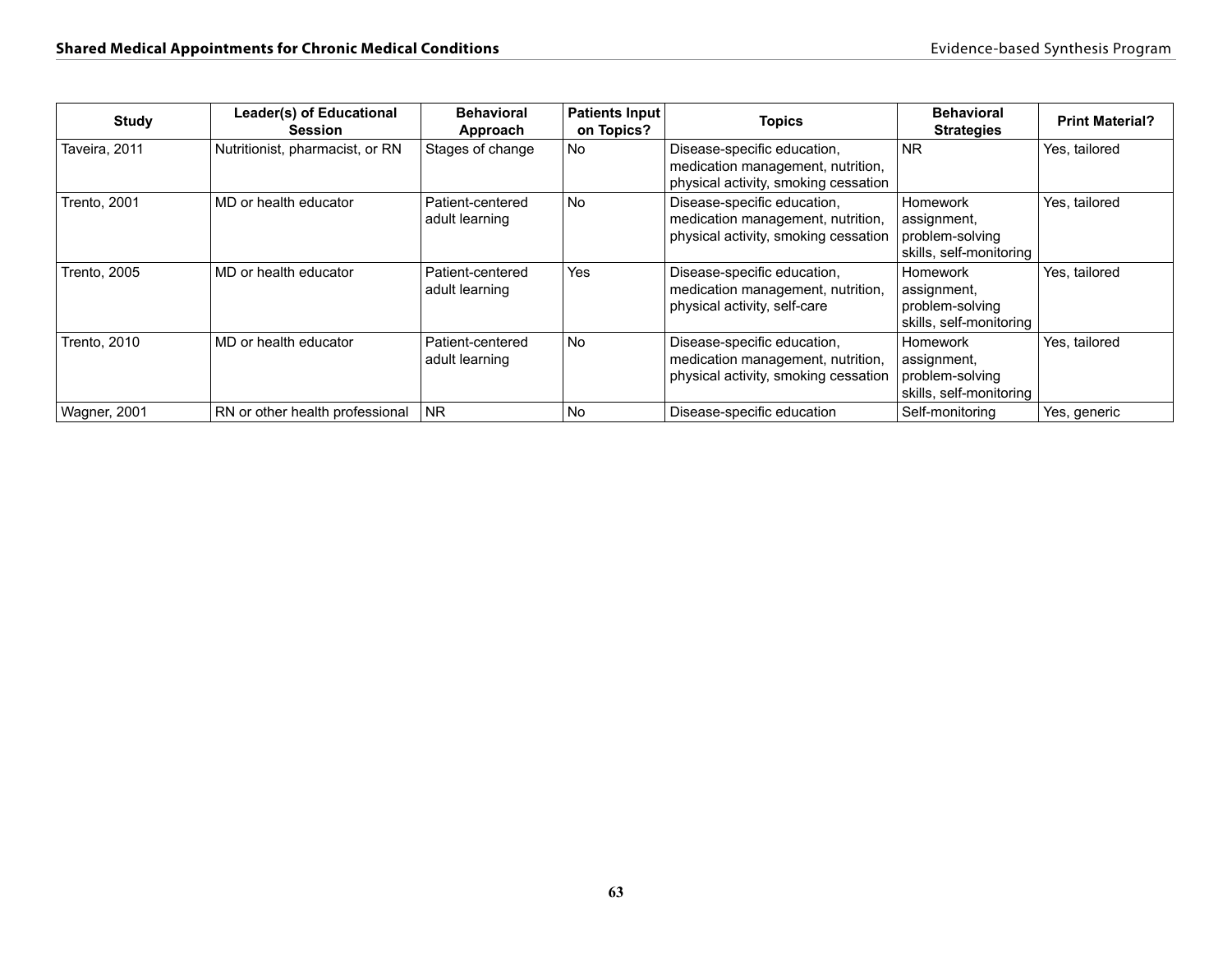| Study | Leader(s) of Educational Session | Behavioral Approach | Patients Input on Topics? | Topics | Behavioral Strategies | Print Material? |
|---|---|---|---|---|---|---|
| Taveira, 2011 | Nutritionist, pharmacist, or RN | Stages of change | No | Disease-specific education, medication management, nutrition, physical activity, smoking cessation | NR | Yes, tailored |
| Trento, 2001 | MD or health educator | Patient-centered adult learning | No | Disease-specific education, medication management, nutrition, physical activity, smoking cessation | Homework assignment, problem-solving skills, self-monitoring | Yes, tailored |
| Trento, 2005 | MD or health educator | Patient-centered adult learning | Yes | Disease-specific education, medication management, nutrition, physical activity, self-care | Homework assignment, problem-solving skills, self-monitoring | Yes, tailored |
| Trento, 2010 | MD or health educator | Patient-centered adult learning | No | Disease-specific education, medication management, nutrition, physical activity, smoking cessation | Homework assignment, problem-solving skills, self-monitoring | Yes, tailored |
| Wagner, 2001 | RN or other health professional | NR | No | Disease-specific education | Self-monitoring | Yes, generic |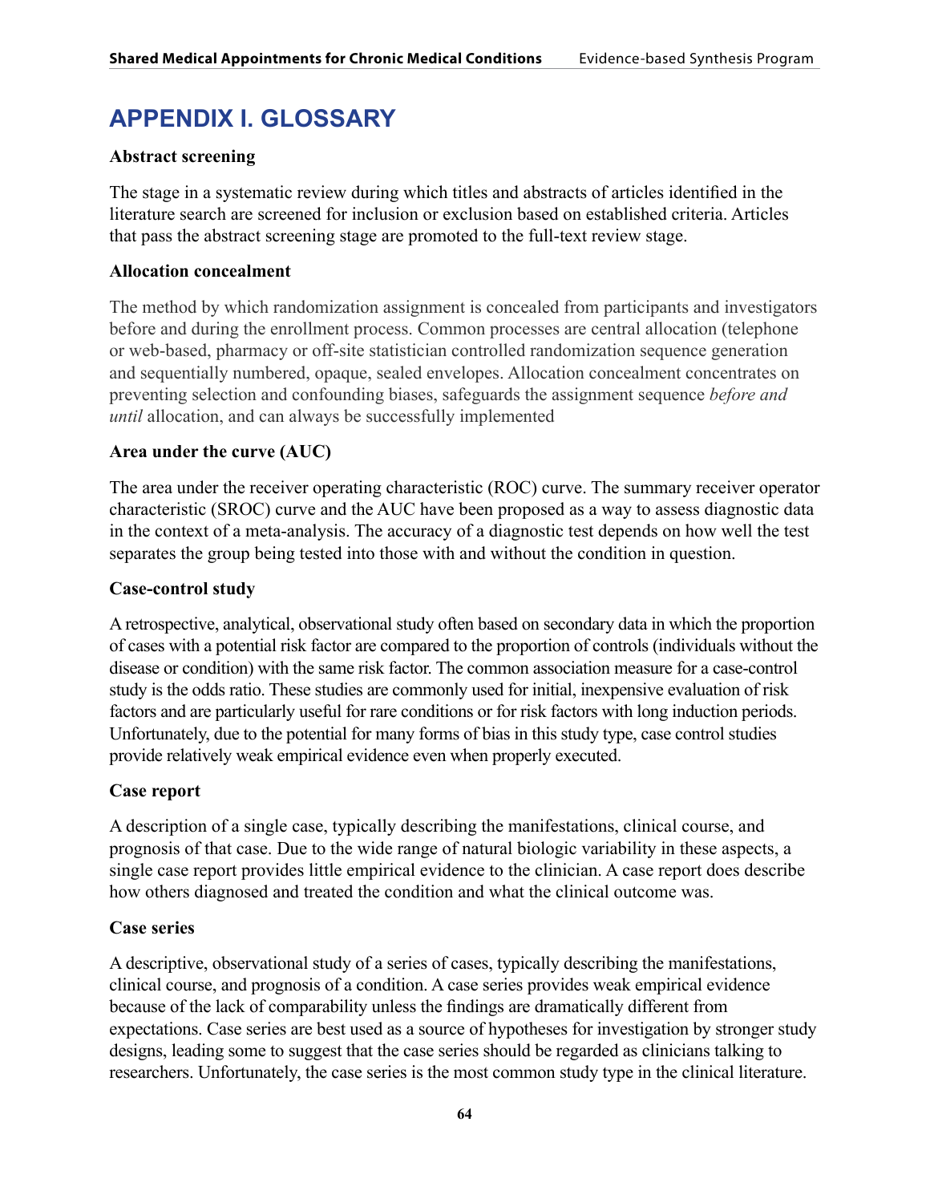# APPENDIX I. GLOSSARY

**Abstract screening**

The stage in a systematic review during which titles and abstracts of articles identified in the literature search are screened for inclusion or exclusion based on established criteria. Articles that pass the abstract screening stage are promoted to the full-text review stage.

**Allocation concealment**

The method by which randomization assignment is concealed from participants and investigators before and during the enrollment process. Common processes are central allocation (telephone or web-based, pharmacy or off-site statistician controlled randomization sequence generation and sequentially numbered, opaque, sealed envelopes. Allocation concealment concentrates on preventing selection and confounding biases, safeguards the assignment sequence *before and until* allocation, and can always be successfully implemented

**Area under the curve (AUC)**

The area under the receiver operating characteristic (ROC) curve. The summary receiver operator characteristic (SROC) curve and the AUC have been proposed as a way to assess diagnostic data in the context of a meta-analysis. The accuracy of a diagnostic test depends on how well the test separates the group being tested into those with and without the condition in question.

**Case-control study**

A retrospective, analytical, observational study often based on secondary data in which the proportion of cases with a potential risk factor are compared to the proportion of controls (individuals without the disease or condition) with the same risk factor. The common association measure for a case-control study is the odds ratio. These studies are commonly used for initial, inexpensive evaluation of risk factors and are particularly useful for rare conditions or for risk factors with long induction periods. Unfortunately, due to the potential for many forms of bias in this study type, case control studies provide relatively weak empirical evidence even when properly executed.

**Case report**

A description of a single case, typically describing the manifestations, clinical course, and prognosis of that case. Due to the wide range of natural biologic variability in these aspects, a single case report provides little empirical evidence to the clinician. A case report does describe how others diagnosed and treated the condition and what the clinical outcome was.

**Case series**

A descriptive, observational study of a series of cases, typically describing the manifestations, clinical course, and prognosis of a condition. A case series provides weak empirical evidence because of the lack of comparability unless the findings are dramatically different from expectations. Case series are best used as a source of hypotheses for investigation by stronger study designs, leading some to suggest that the case series should be regarded as clinicians talking to researchers. Unfortunately, the case series is the most common study type in the clinical literature.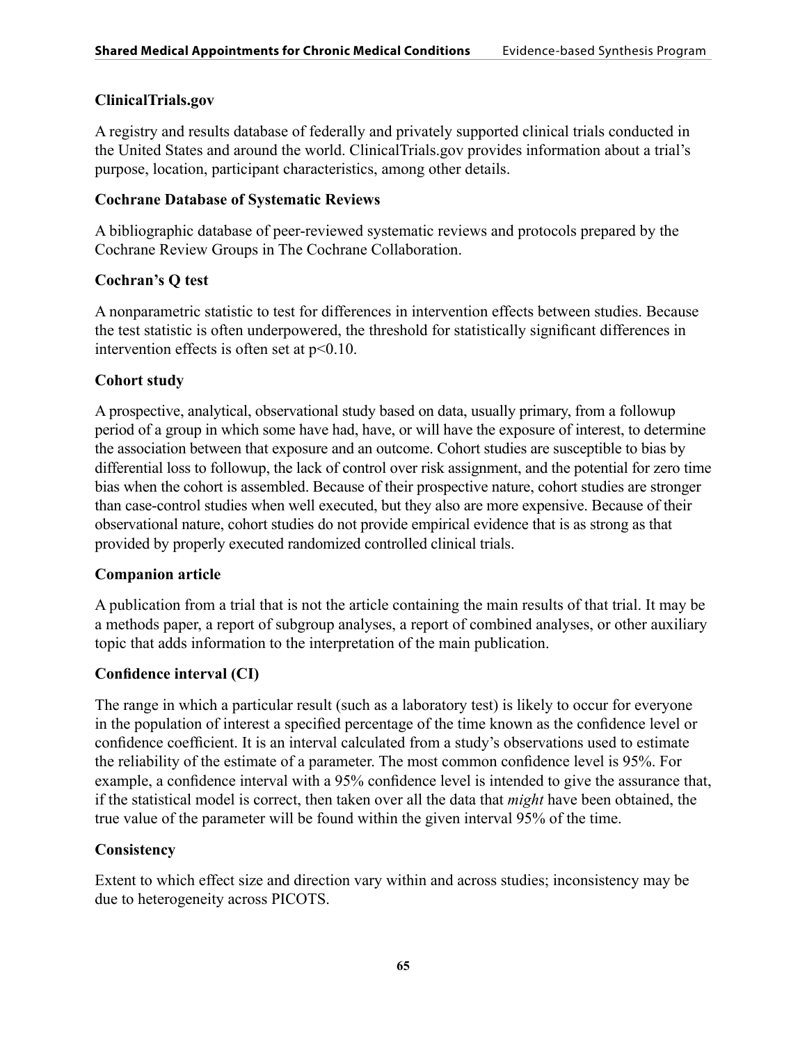**ClinicalTrials.gov**

A registry and results database of federally and privately supported clinical trials conducted in the United States and around the world. ClinicalTrials.gov provides information about a trial's purpose, location, participant characteristics, among other details.

**Cochrane Database of Systematic Reviews**

A bibliographic database of peer-reviewed systematic reviews and protocols prepared by the Cochrane Review Groups in The Cochrane Collaboration.

**Cochran's Q test**

A nonparametric statistic to test for differences in intervention effects between studies. Because the test statistic is often underpowered, the threshold for statistically significant differences in intervention effects is often set at $p<0.10$.

**Cohort study**

A prospective, analytical, observational study based on data, usually primary, from a followup period of a group in which some have had, have, or will have the exposure of interest, to determine the association between that exposure and an outcome. Cohort studies are susceptible to bias by differential loss to followup, the lack of control over risk assignment, and the potential for zero time bias when the cohort is assembled. Because of their prospective nature, cohort studies are stronger than case-control studies when well executed, but they also are more expensive. Because of their observational nature, cohort studies do not provide empirical evidence that is as strong as that provided by properly executed randomized controlled clinical trials.

**Companion article**

A publication from a trial that is not the article containing the main results of that trial. It may be a methods paper, a report of subgroup analyses, a report of combined analyses, or other auxiliary topic that adds information to the interpretation of the main publication.

**Confidence interval (CI)**

The range in which a particular result (such as a laboratory test) is likely to occur for everyone in the population of interest a specified percentage of the time known as the confidence level or confidence coefficient. It is an interval calculated from a study's observations used to estimate the reliability of the estimate of a parameter. The most common confidence level is 95%. For example, a confidence interval with a 95% confidence level is intended to give the assurance that, if the statistical model is correct, then taken over all the data that *might* have been obtained, the true value of the parameter will be found within the given interval 95% of the time.

**Consistency**

Extent to which effect size and direction vary within and across studies; inconsistency may be due to heterogeneity across PICOTS.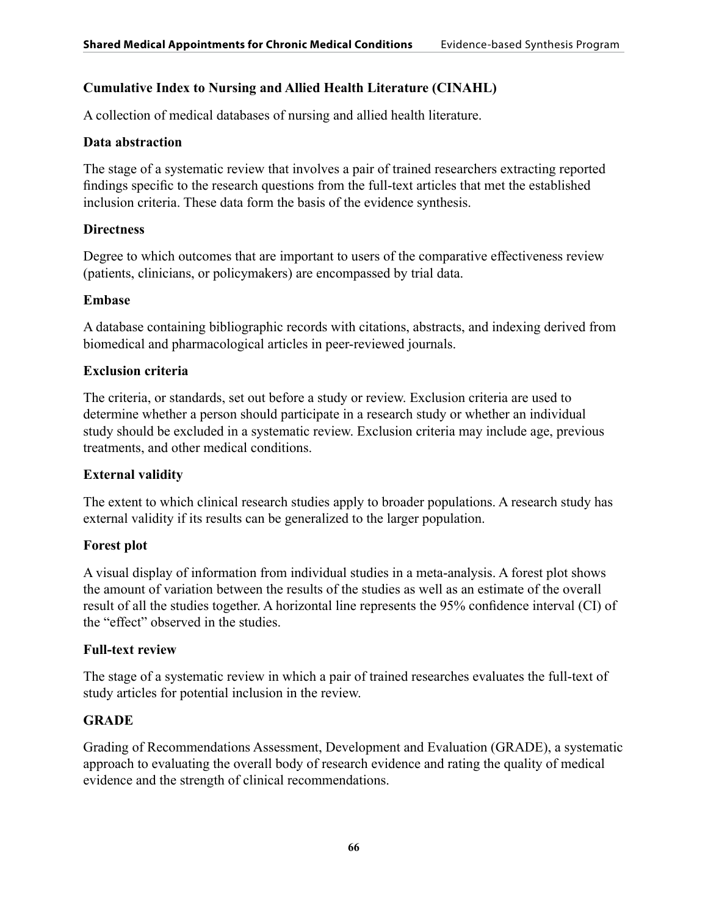**Cumulative Index to Nursing and Allied Health Literature (CINAHL)**

A collection of medical databases of nursing and allied health literature.

**Data abstraction**

The stage of a systematic review that involves a pair of trained researchers extracting reported findings specific to the research questions from the full-text articles that met the established inclusion criteria. These data form the basis of the evidence synthesis.

**Directness**

Degree to which outcomes that are important to users of the comparative effectiveness review (patients, clinicians, or policymakers) are encompassed by trial data.

**Embase**

A database containing bibliographic records with citations, abstracts, and indexing derived from biomedical and pharmacological articles in peer-reviewed journals.

**Exclusion criteria**

The criteria, or standards, set out before a study or review. Exclusion criteria are used to determine whether a person should participate in a research study or whether an individual study should be excluded in a systematic review. Exclusion criteria may include age, previous treatments, and other medical conditions.

**External validity**

The extent to which clinical research studies apply to broader populations. A research study has external validity if its results can be generalized to the larger population.

**Forest plot**

A visual display of information from individual studies in a meta-analysis. A forest plot shows the amount of variation between the results of the studies as well as an estimate of the overall result of all the studies together. A horizontal line represents the 95% confidence interval (CI) of the “effect” observed in the studies.

**Full-text review**

The stage of a systematic review in which a pair of trained researches evaluates the full-text of study articles for potential inclusion in the review.

**GRADE**

Grading of Recommendations Assessment, Development and Evaluation (GRADE), a systematic approach to evaluating the overall body of research evidence and rating the quality of medical evidence and the strength of clinical recommendations.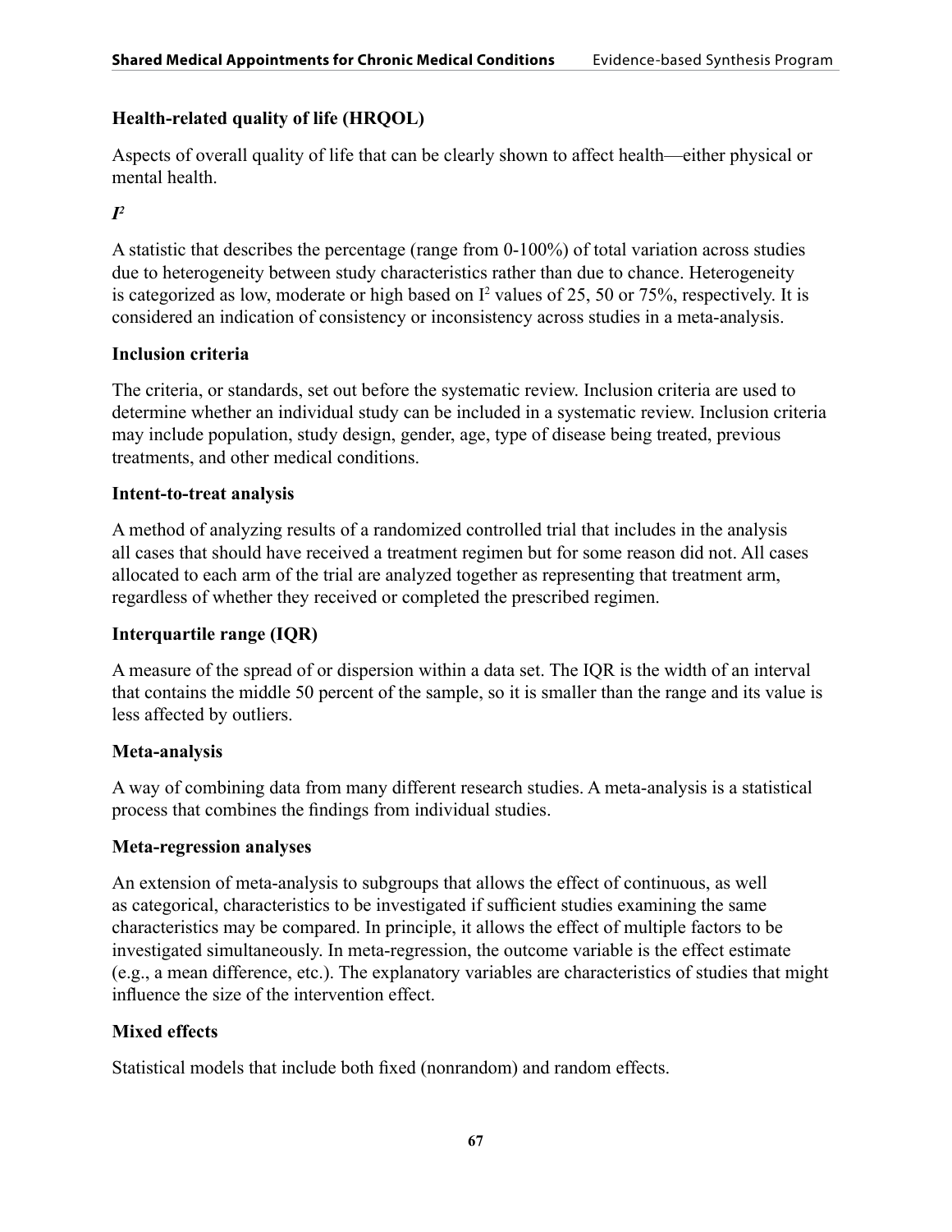### Health-related quality of life (HRQOL)

Aspects of overall quality of life that can be clearly shown to affect health—either physical or mental health.

### *$I^2$*

A statistic that describes the percentage (range from 0-100%) of total variation across studies due to heterogeneity between study characteristics rather than due to chance. Heterogeneity is categorized as low, moderate or high based on $I^2$ values of 25, 50 or 75%, respectively. It is considered an indication of consistency or inconsistency across studies in a meta-analysis.

### Inclusion criteria

The criteria, or standards, set out before the systematic review. Inclusion criteria are used to determine whether an individual study can be included in a systematic review. Inclusion criteria may include population, study design, gender, age, type of disease being treated, previous treatments, and other medical conditions.

### Intent-to-treat analysis

A method of analyzing results of a randomized controlled trial that includes in the analysis all cases that should have received a treatment regimen but for some reason did not. All cases allocated to each arm of the trial are analyzed together as representing that treatment arm, regardless of whether they received or completed the prescribed regimen.

### Interquartile range (IQR)

A measure of the spread of or dispersion within a data set. The IQR is the width of an interval that contains the middle 50 percent of the sample, so it is smaller than the range and its value is less affected by outliers.

### Meta-analysis

A way of combining data from many different research studies. A meta-analysis is a statistical process that combines the findings from individual studies.

### Meta-regression analyses

An extension of meta-analysis to subgroups that allows the effect of continuous, as well as categorical, characteristics to be investigated if sufficient studies examining the same characteristics may be compared. In principle, it allows the effect of multiple factors to be investigated simultaneously. In meta-regression, the outcome variable is the effect estimate (e.g., a mean difference, etc.). The explanatory variables are characteristics of studies that might influence the size of the intervention effect.

### Mixed effects

Statistical models that include both fixed (nonrandom) and random effects.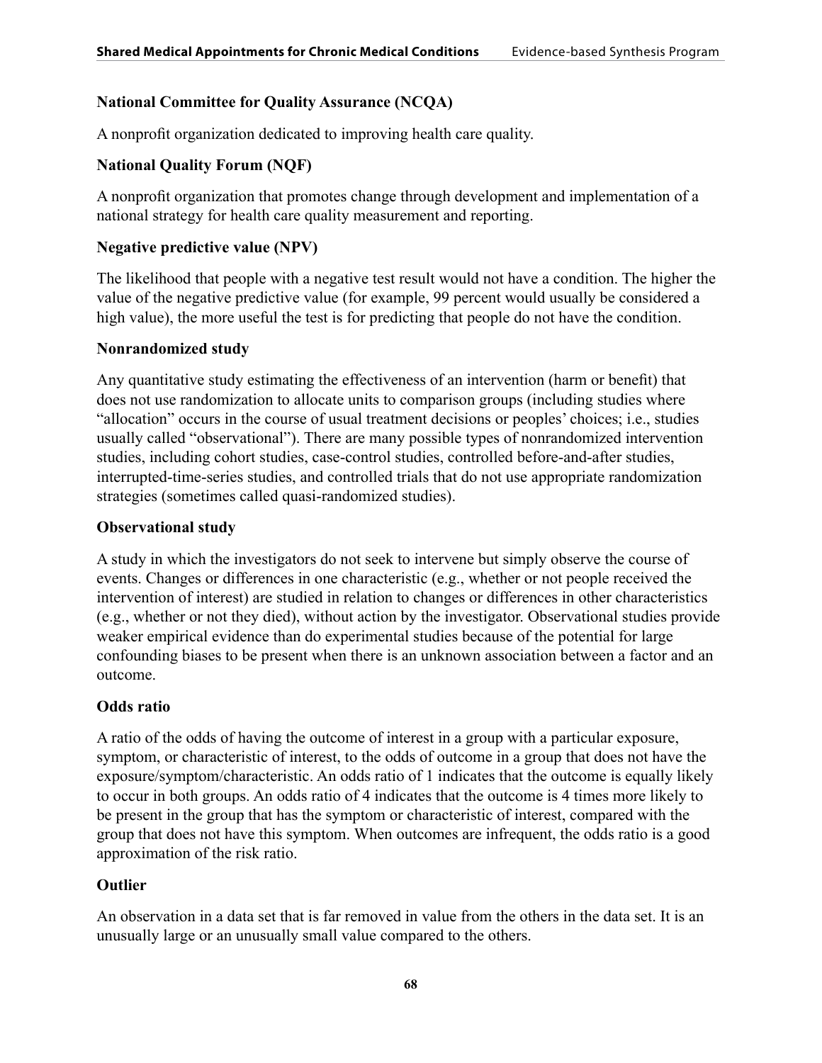**National Committee for Quality Assurance (NCQA)**

A nonprofit organization dedicated to improving health care quality.

**National Quality Forum (NQF)**

A nonprofit organization that promotes change through development and implementation of a national strategy for health care quality measurement and reporting.

**Negative predictive value (NPV)**

The likelihood that people with a negative test result would not have a condition. The higher the value of the negative predictive value (for example, 99 percent would usually be considered a high value), the more useful the test is for predicting that people do not have the condition.

**Nonrandomized study**

Any quantitative study estimating the effectiveness of an intervention (harm or benefit) that does not use randomization to allocate units to comparison groups (including studies where "allocation" occurs in the course of usual treatment decisions or peoples' choices; i.e., studies usually called "observational"). There are many possible types of nonrandomized intervention studies, including cohort studies, case-control studies, controlled before-and-after studies, interrupted-time-series studies, and controlled trials that do not use appropriate randomization strategies (sometimes called quasi-randomized studies).

**Observational study**

A study in which the investigators do not seek to intervene but simply observe the course of events. Changes or differences in one characteristic (e.g., whether or not people received the intervention of interest) are studied in relation to changes or differences in other characteristics (e.g., whether or not they died), without action by the investigator. Observational studies provide weaker empirical evidence than do experimental studies because of the potential for large confounding biases to be present when there is an unknown association between a factor and an outcome.

**Odds ratio**

A ratio of the odds of having the outcome of interest in a group with a particular exposure, symptom, or characteristic of interest, to the odds of outcome in a group that does not have the exposure/symptom/characteristic. An odds ratio of 1 indicates that the outcome is equally likely to occur in both groups. An odds ratio of 4 indicates that the outcome is 4 times more likely to be present in the group that has the symptom or characteristic of interest, compared with the group that does not have this symptom. When outcomes are infrequent, the odds ratio is a good approximation of the risk ratio.

**Outlier**

An observation in a data set that is far removed in value from the others in the data set. It is an unusually large or an unusually small value compared to the others.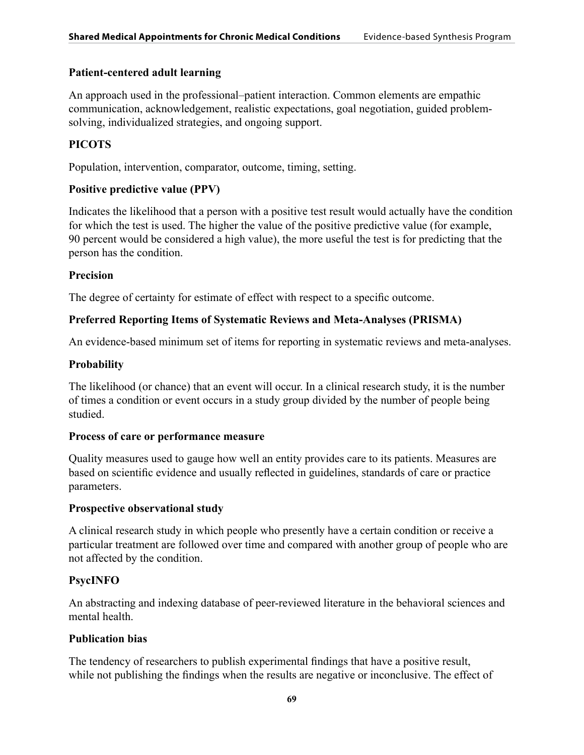**Patient-centered adult learning**

An approach used in the professional–patient interaction. Common elements are empathic communication, acknowledgement, realistic expectations, goal negotiation, guided problem-solving, individualized strategies, and ongoing support.

**PICOTS**

Population, intervention, comparator, outcome, timing, setting.

**Positive predictive value (PPV)**

Indicates the likelihood that a person with a positive test result would actually have the condition for which the test is used. The higher the value of the positive predictive value (for example, 90 percent would be considered a high value), the more useful the test is for predicting that the person has the condition.

**Precision**

The degree of certainty for estimate of effect with respect to a specific outcome.

**Preferred Reporting Items of Systematic Reviews and Meta-Analyses (PRISMA)**

An evidence-based minimum set of items for reporting in systematic reviews and meta-analyses.

**Probability**

The likelihood (or chance) that an event will occur. In a clinical research study, it is the number of times a condition or event occurs in a study group divided by the number of people being studied.

**Process of care or performance measure**

Quality measures used to gauge how well an entity provides care to its patients. Measures are based on scientific evidence and usually reflected in guidelines, standards of care or practice parameters.

**Prospective observational study**

A clinical research study in which people who presently have a certain condition or receive a particular treatment are followed over time and compared with another group of people who are not affected by the condition.

**PsycINFO**

An abstracting and indexing database of peer-reviewed literature in the behavioral sciences and mental health.

**Publication bias**

The tendency of researchers to publish experimental findings that have a positive result, while not publishing the findings when the results are negative or inconclusive. The effect of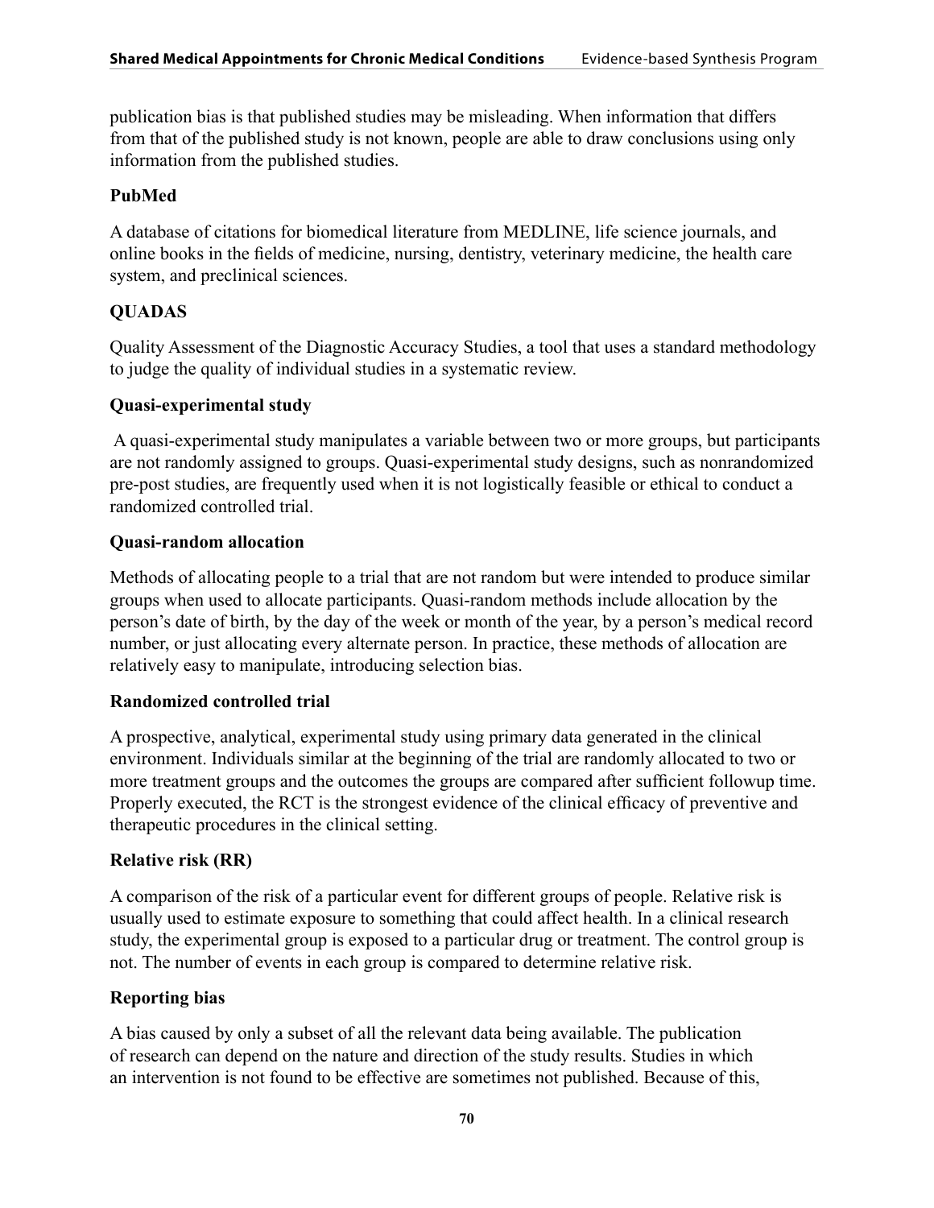publication bias is that published studies may be misleading. When information that differs from that of the published study is not known, people are able to draw conclusions using only information from the published studies.

**PubMed**

A database of citations for biomedical literature from MEDLINE, life science journals, and online books in the fields of medicine, nursing, dentistry, veterinary medicine, the health care system, and preclinical sciences.

**QUADAS**

Quality Assessment of the Diagnostic Accuracy Studies, a tool that uses a standard methodology to judge the quality of individual studies in a systematic review.

**Quasi-experimental study**

A quasi-experimental study manipulates a variable between two or more groups, but participants are not randomly assigned to groups. Quasi-experimental study designs, such as nonrandomized pre-post studies, are frequently used when it is not logistically feasible or ethical to conduct a randomized controlled trial.

**Quasi-random allocation**

Methods of allocating people to a trial that are not random but were intended to produce similar groups when used to allocate participants. Quasi-random methods include allocation by the person's date of birth, by the day of the week or month of the year, by a person's medical record number, or just allocating every alternate person. In practice, these methods of allocation are relatively easy to manipulate, introducing selection bias.

**Randomized controlled trial**

A prospective, analytical, experimental study using primary data generated in the clinical environment. Individuals similar at the beginning of the trial are randomly allocated to two or more treatment groups and the outcomes the groups are compared after sufficient followup time. Properly executed, the RCT is the strongest evidence of the clinical efficacy of preventive and therapeutic procedures in the clinical setting.

**Relative risk (RR)**

A comparison of the risk of a particular event for different groups of people. Relative risk is usually used to estimate exposure to something that could affect health. In a clinical research study, the experimental group is exposed to a particular drug or treatment. The control group is not. The number of events in each group is compared to determine relative risk.

**Reporting bias**

A bias caused by only a subset of all the relevant data being available. The publication of research can depend on the nature and direction of the study results. Studies in which an intervention is not found to be effective are sometimes not published. Because of this,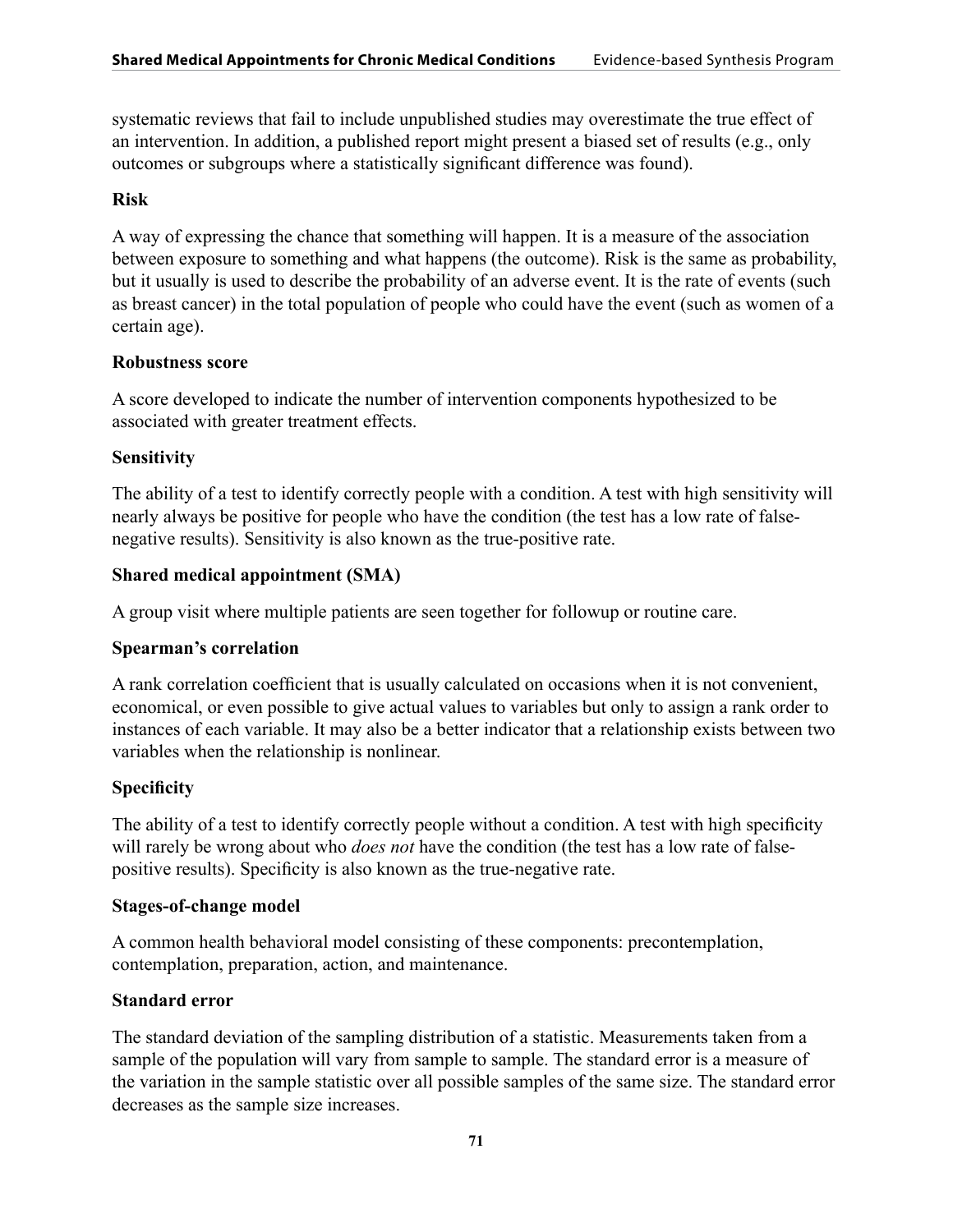systematic reviews that fail to include unpublished studies may overestimate the true effect of an intervention. In addition, a published report might present a biased set of results (e.g., only outcomes or subgroups where a statistically significant difference was found).

**Risk**

A way of expressing the chance that something will happen. It is a measure of the association between exposure to something and what happens (the outcome). Risk is the same as probability, but it usually is used to describe the probability of an adverse event. It is the rate of events (such as breast cancer) in the total population of people who could have the event (such as women of a certain age).

**Robustness score**

A score developed to indicate the number of intervention components hypothesized to be associated with greater treatment effects.

**Sensitivity**

The ability of a test to identify correctly people with a condition. A test with high sensitivity will nearly always be positive for people who have the condition (the test has a low rate of false-negative results). Sensitivity is also known as the true-positive rate.

**Shared medical appointment (SMA)**

A group visit where multiple patients are seen together for followup or routine care.

**Spearman's correlation**

A rank correlation coefficient that is usually calculated on occasions when it is not convenient, economical, or even possible to give actual values to variables but only to assign a rank order to instances of each variable. It may also be a better indicator that a relationship exists between two variables when the relationship is nonlinear.

**Specificity**

The ability of a test to identify correctly people without a condition. A test with high specificity will rarely be wrong about who *does not* have the condition (the test has a low rate of false-positive results). Specificity is also known as the true-negative rate.

**Stages-of-change model**

A common health behavioral model consisting of these components: precontemplation, contemplation, preparation, action, and maintenance.

**Standard error**

The standard deviation of the sampling distribution of a statistic. Measurements taken from a sample of the population will vary from sample to sample. The standard error is a measure of the variation in the sample statistic over all possible samples of the same size. The standard error decreases as the sample size increases.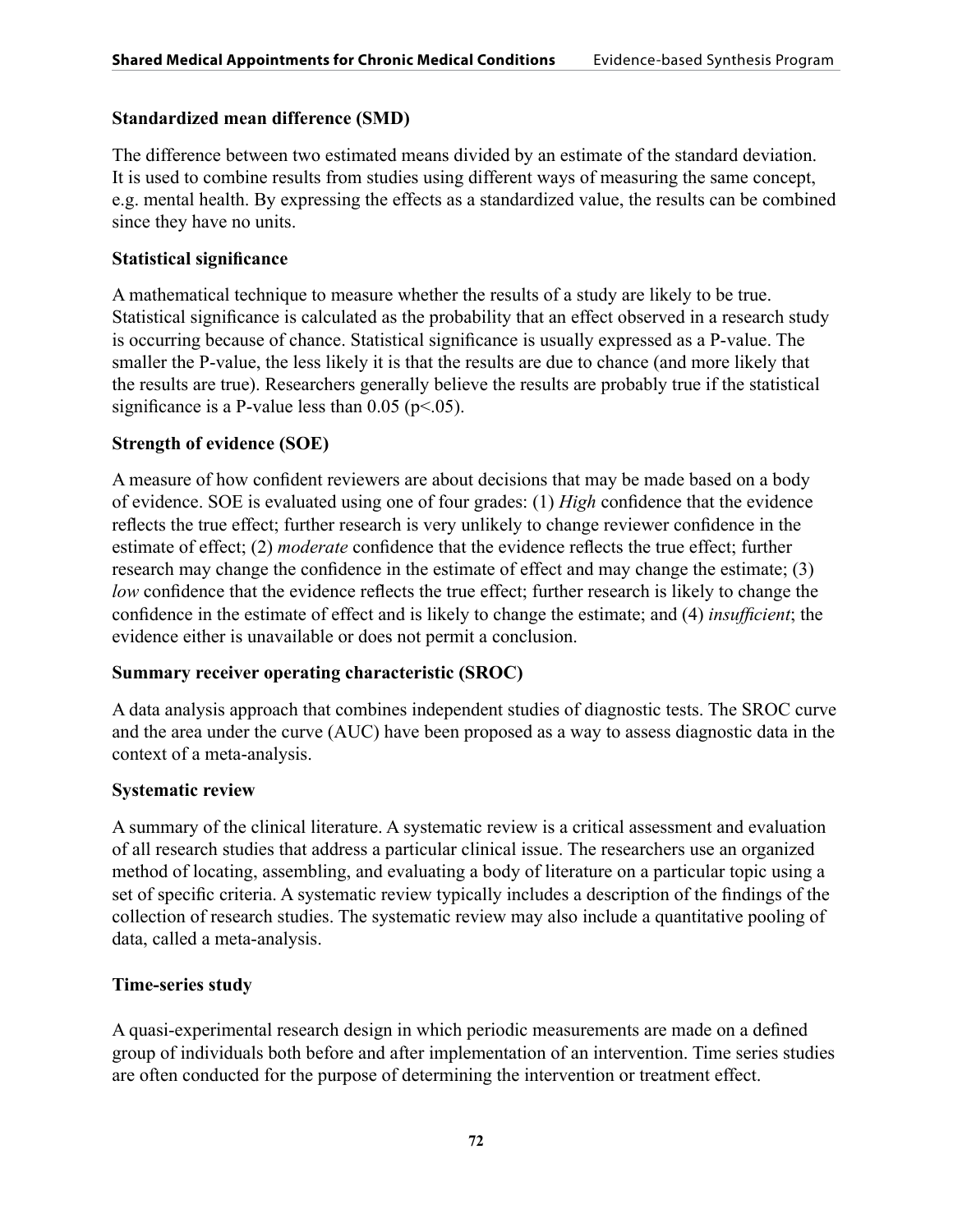**Standardized mean difference (SMD)**

The difference between two estimated means divided by an estimate of the standard deviation. It is used to combine results from studies using different ways of measuring the same concept, e.g. mental health. By expressing the effects as a standardized value, the results can be combined since they have no units.

**Statistical significance**

A mathematical technique to measure whether the results of a study are likely to be true. Statistical significance is calculated as the probability that an effect observed in a research study is occurring because of chance. Statistical significance is usually expressed as a P-value. The smaller the P-value, the less likely it is that the results are due to chance (and more likely that the results are true). Researchers generally believe the results are probably true if the statistical significance is a P-value less than 0.05 ($p<.05$).

**Strength of evidence (SOE)**

A measure of how confident reviewers are about decisions that may be made based on a body of evidence. SOE is evaluated using one of four grades: (1) *High* confidence that the evidence reflects the true effect; further research is very unlikely to change reviewer confidence in the estimate of effect; (2) *moderate* confidence that the evidence reflects the true effect; further research may change the confidence in the estimate of effect and may change the estimate; (3) *low* confidence that the evidence reflects the true effect; further research is likely to change the confidence in the estimate of effect and is likely to change the estimate; and (4) *insufficient*; the evidence either is unavailable or does not permit a conclusion.

**Summary receiver operating characteristic (SROC)**

A data analysis approach that combines independent studies of diagnostic tests. The SROC curve and the area under the curve (AUC) have been proposed as a way to assess diagnostic data in the context of a meta-analysis.

**Systematic review**

A summary of the clinical literature. A systematic review is a critical assessment and evaluation of all research studies that address a particular clinical issue. The researchers use an organized method of locating, assembling, and evaluating a body of literature on a particular topic using a set of specific criteria. A systematic review typically includes a description of the findings of the collection of research studies. The systematic review may also include a quantitative pooling of data, called a meta-analysis.

**Time-series study**

A quasi-experimental research design in which periodic measurements are made on a defined group of individuals both before and after implementation of an intervention. Time series studies are often conducted for the purpose of determining the intervention or treatment effect.